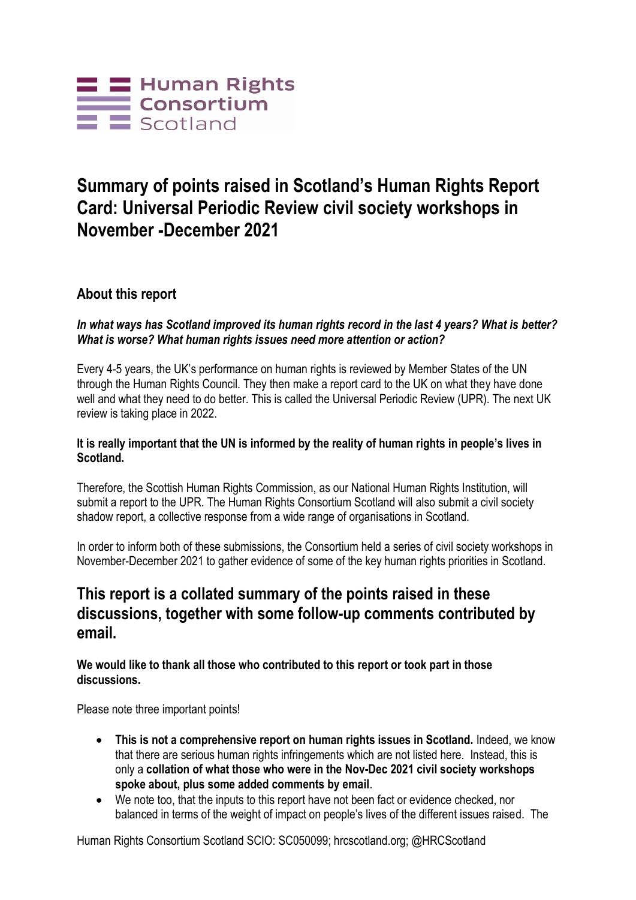Human Rights Consortium Scotland

# Summary of points raised in Scotland's Human Rights Report Card: Universal Periodic Review civil society workshops in November -December 2021

## About this report

***In what ways has Scotland improved its human rights record in the last 4 years? What is better? What is worse? What human rights issues need more attention or action?***

Every 4-5 years, the UK's performance on human rights is reviewed by Member States of the UN through the Human Rights Council. They then make a report card to the UK on what they have done well and what they need to do better. This is called the Universal Periodic Review (UPR). The next UK review is taking place in 2022.

**It is really important that the UN is informed by the reality of human rights in people's lives in Scotland.**

Therefore, the Scottish Human Rights Commission, as our National Human Rights Institution, will submit a report to the UPR. The Human Rights Consortium Scotland will also submit a civil society shadow report, a collective response from a wide range of organisations in Scotland.

In order to inform both of these submissions, the Consortium held a series of civil society workshops in November-December 2021 to gather evidence of some of the key human rights priorities in Scotland.

## This report is a collated summary of the points raised in these discussions, together with some follow-up comments contributed by email.

**We would like to thank all those who contributed to this report or took part in those discussions.**

Please note three important points!

- **This is not a comprehensive report on human rights issues in Scotland.** Indeed, we know that there are serious human rights infringements which are not listed here. Instead, this is only a **collation of what those who were in the Nov-Dec 2021 civil society workshops spoke about, plus some added comments by email**.
- We note too, that the inputs to this report have not been fact or evidence checked, nor balanced in terms of the weight of impact on people's lives of the different issues raised. The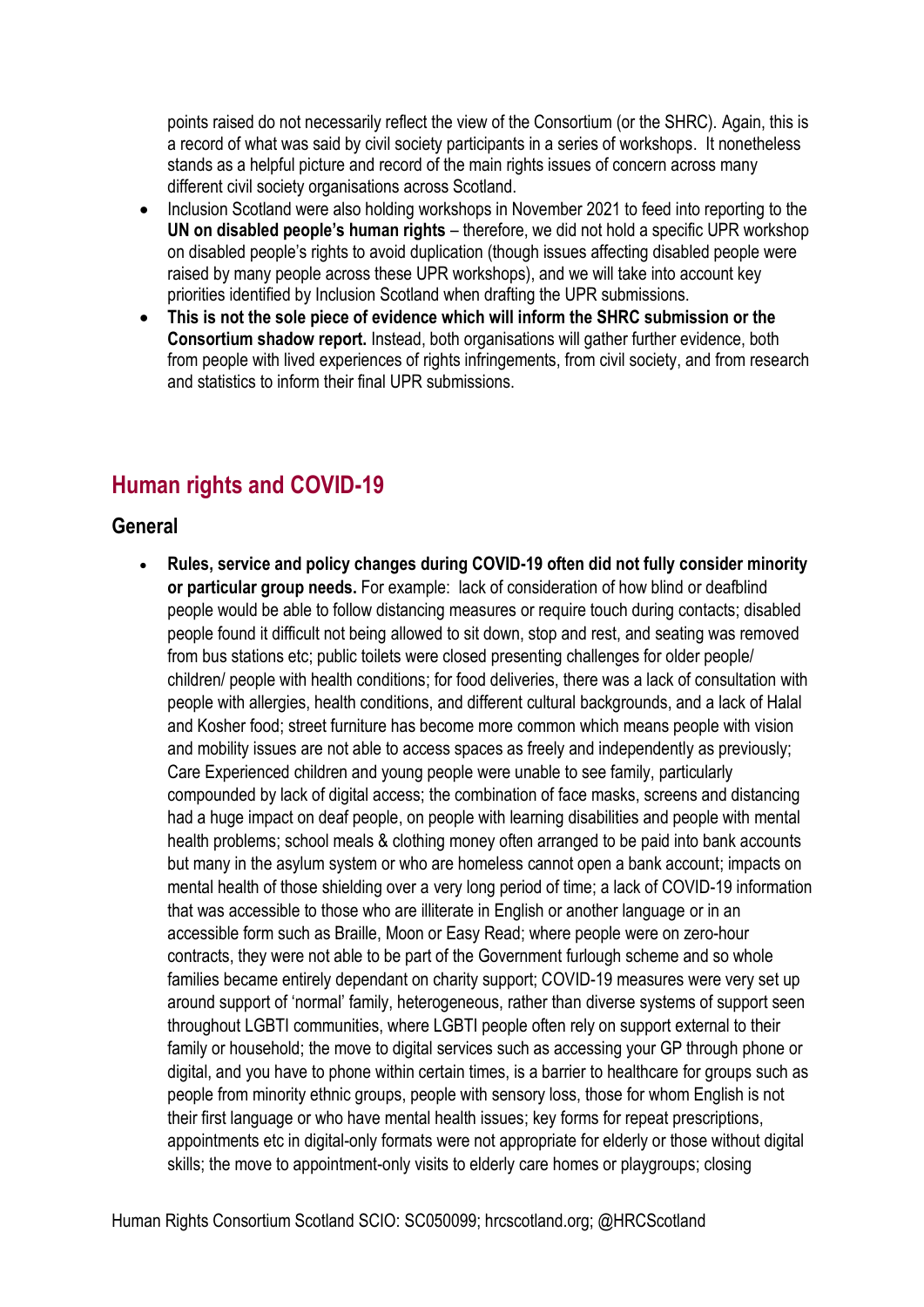points raised do not necessarily reflect the view of the Consortium (or the SHRC). Again, this is a record of what was said by civil society participants in a series of workshops. It nonetheless stands as a helpful picture and record of the main rights issues of concern across many different civil society organisations across Scotland.

- Inclusion Scotland were also holding workshops in November 2021 to feed into reporting to the **UN on disabled people's human rights** – therefore, we did not hold a specific UPR workshop on disabled people's rights to avoid duplication (though issues affecting disabled people were raised by many people across these UPR workshops), and we will take into account key priorities identified by Inclusion Scotland when drafting the UPR submissions.
- **This is not the sole piece of evidence which will inform the SHRC submission or the Consortium shadow report.** Instead, both organisations will gather further evidence, both from people with lived experiences of rights infringements, from civil society, and from research and statistics to inform their final UPR submissions.

## Human rights and COVID-19

### General

- **Rules, service and policy changes during COVID-19 often did not fully consider minority or particular group needs.** For example: lack of consideration of how blind or deafblind people would be able to follow distancing measures or require touch during contacts; disabled people found it difficult not being allowed to sit down, stop and rest, and seating was removed from bus stations etc; public toilets were closed presenting challenges for older people/ children/ people with health conditions; for food deliveries, there was a lack of consultation with people with allergies, health conditions, and different cultural backgrounds, and a lack of Halal and Kosher food; street furniture has become more common which means people with vision and mobility issues are not able to access spaces as freely and independently as previously; Care Experienced children and young people were unable to see family, particularly compounded by lack of digital access; the combination of face masks, screens and distancing had a huge impact on deaf people, on people with learning disabilities and people with mental health problems; school meals & clothing money often arranged to be paid into bank accounts but many in the asylum system or who are homeless cannot open a bank account; impacts on mental health of those shielding over a very long period of time; a lack of COVID-19 information that was accessible to those who are illiterate in English or another language or in an accessible form such as Braille, Moon or Easy Read; where people were on zero-hour contracts, they were not able to be part of the Government furlough scheme and so whole families became entirely dependant on charity support; COVID-19 measures were very set up around support of 'normal' family, heterogeneous, rather than diverse systems of support seen throughout LGBTI communities, where LGBTI people often rely on support external to their family or household; the move to digital services such as accessing your GP through phone or digital, and you have to phone within certain times, is a barrier to healthcare for groups such as people from minority ethnic groups, people with sensory loss, those for whom English is not their first language or who have mental health issues; key forms for repeat prescriptions, appointments etc in digital-only formats were not appropriate for elderly or those without digital skills; the move to appointment-only visits to elderly care homes or playgroups; closing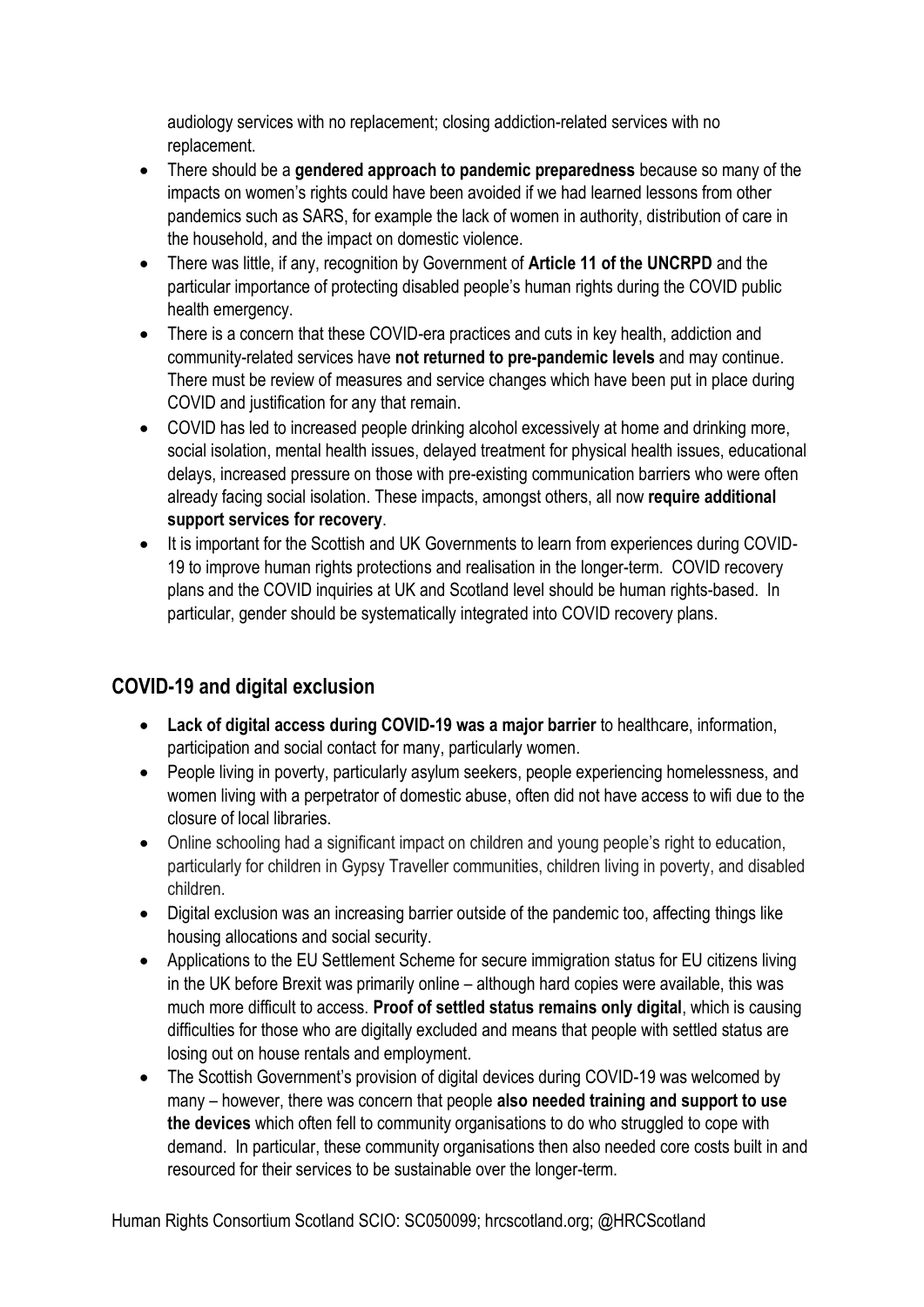audiology services with no replacement; closing addiction-related services with no replacement.

- There should be a **gendered approach to pandemic preparedness** because so many of the impacts on women's rights could have been avoided if we had learned lessons from other pandemics such as SARS, for example the lack of women in authority, distribution of care in the household, and the impact on domestic violence.
- There was little, if any, recognition by Government of **Article 11 of the UNCRPD** and the particular importance of protecting disabled people's human rights during the COVID public health emergency.
- There is a concern that these COVID-era practices and cuts in key health, addiction and community-related services have **not returned to pre-pandemic levels** and may continue. There must be review of measures and service changes which have been put in place during COVID and justification for any that remain.
- COVID has led to increased people drinking alcohol excessively at home and drinking more, social isolation, mental health issues, delayed treatment for physical health issues, educational delays, increased pressure on those with pre-existing communication barriers who were often already facing social isolation. These impacts, amongst others, all now **require additional support services for recovery**.
- It is important for the Scottish and UK Governments to learn from experiences during COVID-19 to improve human rights protections and realisation in the longer-term. COVID recovery plans and the COVID inquiries at UK and Scotland level should be human rights-based. In particular, gender should be systematically integrated into COVID recovery plans.

## COVID-19 and digital exclusion

- **Lack of digital access during COVID-19 was a major barrier** to healthcare, information, participation and social contact for many, particularly women.
- People living in poverty, particularly asylum seekers, people experiencing homelessness, and women living with a perpetrator of domestic abuse, often did not have access to wifi due to the closure of local libraries.
- Online schooling had a significant impact on children and young people's right to education, particularly for children in Gypsy Traveller communities, children living in poverty, and disabled children.
- Digital exclusion was an increasing barrier outside of the pandemic too, affecting things like housing allocations and social security.
- Applications to the EU Settlement Scheme for secure immigration status for EU citizens living in the UK before Brexit was primarily online – although hard copies were available, this was much more difficult to access. **Proof of settled status remains only digital**, which is causing difficulties for those who are digitally excluded and means that people with settled status are losing out on house rentals and employment.
- The Scottish Government's provision of digital devices during COVID-19 was welcomed by many – however, there was concern that people **also needed training and support to use the devices** which often fell to community organisations to do who struggled to cope with demand. In particular, these community organisations then also needed core costs built in and resourced for their services to be sustainable over the longer-term.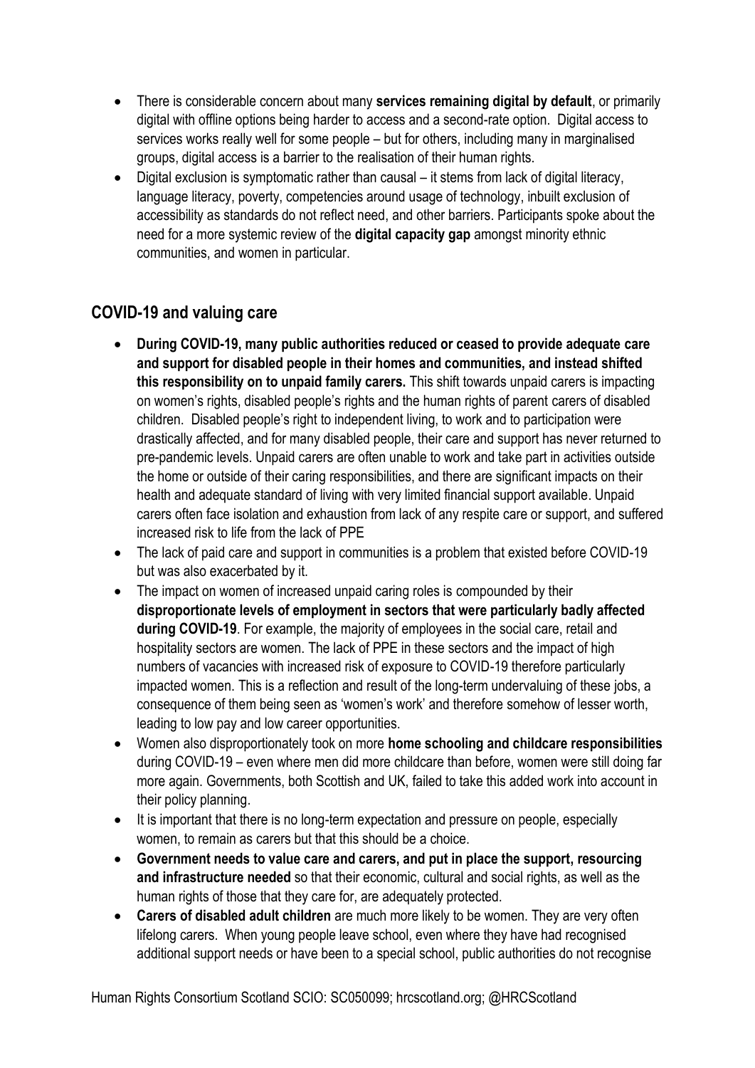- There is considerable concern about many **services remaining digital by default**, or primarily digital with offline options being harder to access and a second-rate option. Digital access to services works really well for some people – but for others, including many in marginalised groups, digital access is a barrier to the realisation of their human rights.
- Digital exclusion is symptomatic rather than causal – it stems from lack of digital literacy, language literacy, poverty, competencies around usage of technology, inbuilt exclusion of accessibility as standards do not reflect need, and other barriers. Participants spoke about the need for a more systemic review of the **digital capacity gap** amongst minority ethnic communities, and women in particular.

## COVID-19 and valuing care

- **During COVID-19, many public authorities reduced or ceased to provide adequate care and support for disabled people in their homes and communities, and instead shifted this responsibility on to unpaid family carers.** This shift towards unpaid carers is impacting on women's rights, disabled people's rights and the human rights of parent carers of disabled children. Disabled people's right to independent living, to work and to participation were drastically affected, and for many disabled people, their care and support has never returned to pre-pandemic levels. Unpaid carers are often unable to work and take part in activities outside the home or outside of their caring responsibilities, and there are significant impacts on their health and adequate standard of living with very limited financial support available. Unpaid carers often face isolation and exhaustion from lack of any respite care or support, and suffered increased risk to life from the lack of PPE
- The lack of paid care and support in communities is a problem that existed before COVID-19 but was also exacerbated by it.
- The impact on women of increased unpaid caring roles is compounded by their **disproportionate levels of employment in sectors that were particularly badly affected during COVID-19**. For example, the majority of employees in the social care, retail and hospitality sectors are women. The lack of PPE in these sectors and the impact of high numbers of vacancies with increased risk of exposure to COVID-19 therefore particularly impacted women. This is a reflection and result of the long-term undervaluing of these jobs, a consequence of them being seen as 'women's work' and therefore somehow of lesser worth, leading to low pay and low career opportunities.
- Women also disproportionately took on more **home schooling and childcare responsibilities** during COVID-19 – even where men did more childcare than before, women were still doing far more again. Governments, both Scottish and UK, failed to take this added work into account in their policy planning.
- It is important that there is no long-term expectation and pressure on people, especially women, to remain as carers but that this should be a choice.
- **Government needs to value care and carers, and put in place the support, resourcing and infrastructure needed** so that their economic, cultural and social rights, as well as the human rights of those that they care for, are adequately protected.
- **Carers of disabled adult children** are much more likely to be women. They are very often lifelong carers. When young people leave school, even where they have had recognised additional support needs or have been to a special school, public authorities do not recognise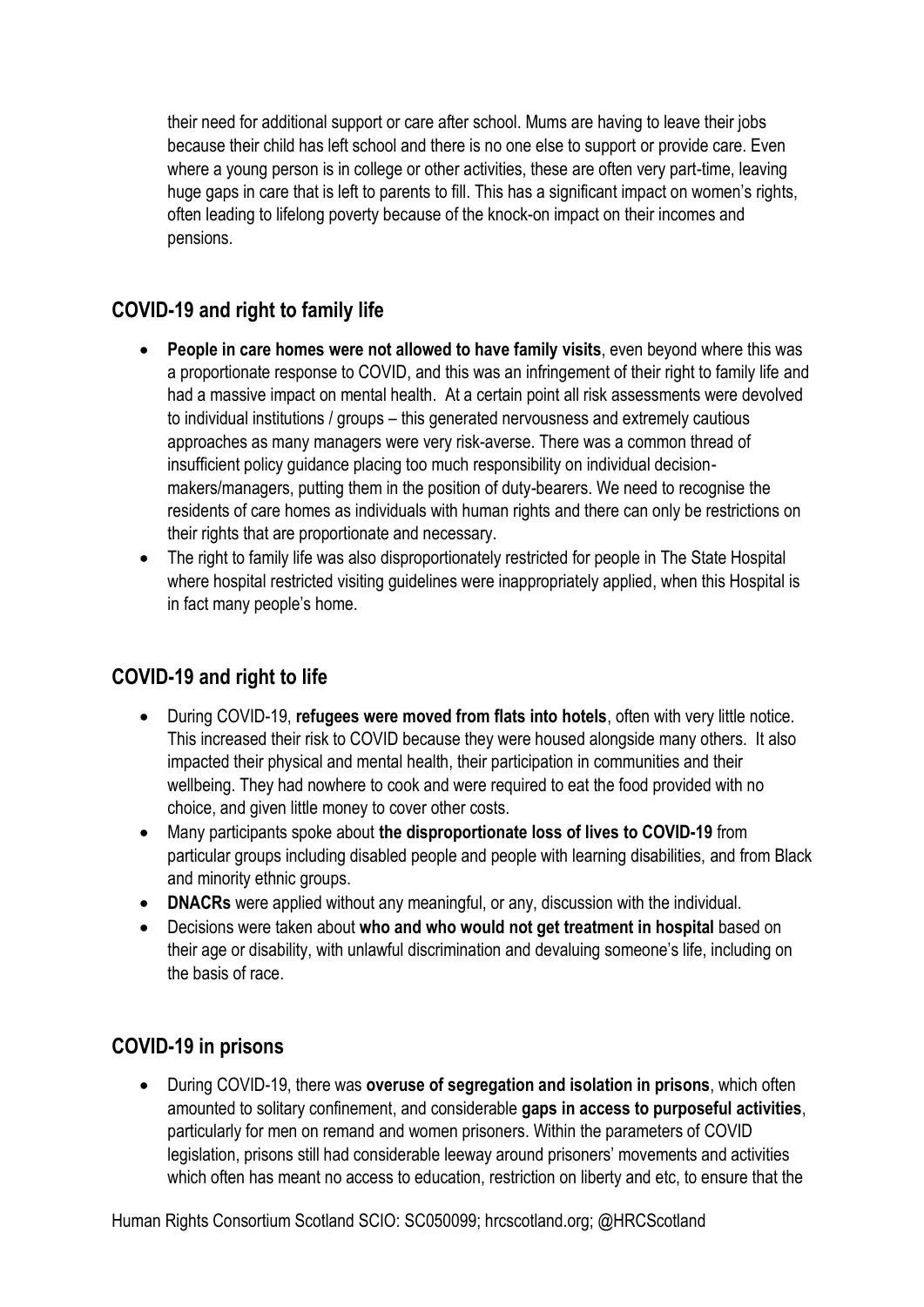their need for additional support or care after school. Mums are having to leave their jobs because their child has left school and there is no one else to support or provide care. Even where a young person is in college or other activities, these are often very part-time, leaving huge gaps in care that is left to parents to fill. This has a significant impact on women's rights, often leading to lifelong poverty because of the knock-on impact on their incomes and pensions.

## COVID-19 and right to family life

- **People in care homes were not allowed to have family visits**, even beyond where this was a proportionate response to COVID, and this was an infringement of their right to family life and had a massive impact on mental health. At a certain point all risk assessments were devolved to individual institutions / groups – this generated nervousness and extremely cautious approaches as many managers were very risk-averse. There was a common thread of insufficient policy guidance placing too much responsibility on individual decision-makers/managers, putting them in the position of duty-bearers. We need to recognise the residents of care homes as individuals with human rights and there can only be restrictions on their rights that are proportionate and necessary.
- The right to family life was also disproportionately restricted for people in The State Hospital where hospital restricted visiting guidelines were inappropriately applied, when this Hospital is in fact many people's home.

## COVID-19 and right to life

- During COVID-19, **refugees were moved from flats into hotels**, often with very little notice. This increased their risk to COVID because they were housed alongside many others. It also impacted their physical and mental health, their participation in communities and their wellbeing. They had nowhere to cook and were required to eat the food provided with no choice, and given little money to cover other costs.
- Many participants spoke about **the disproportionate loss of lives to COVID-19** from particular groups including disabled people and people with learning disabilities, and from Black and minority ethnic groups.
- **DNACRs** were applied without any meaningful, or any, discussion with the individual.
- Decisions were taken about **who and who would not get treatment in hospital** based on their age or disability, with unlawful discrimination and devaluing someone's life, including on the basis of race.

## COVID-19 in prisons

- During COVID-19, there was **overuse of segregation and isolation in prisons**, which often amounted to solitary confinement, and considerable **gaps in access to purposeful activities**, particularly for men on remand and women prisoners. Within the parameters of COVID legislation, prisons still had considerable leeway around prisoners' movements and activities which often has meant no access to education, restriction on liberty and etc, to ensure that the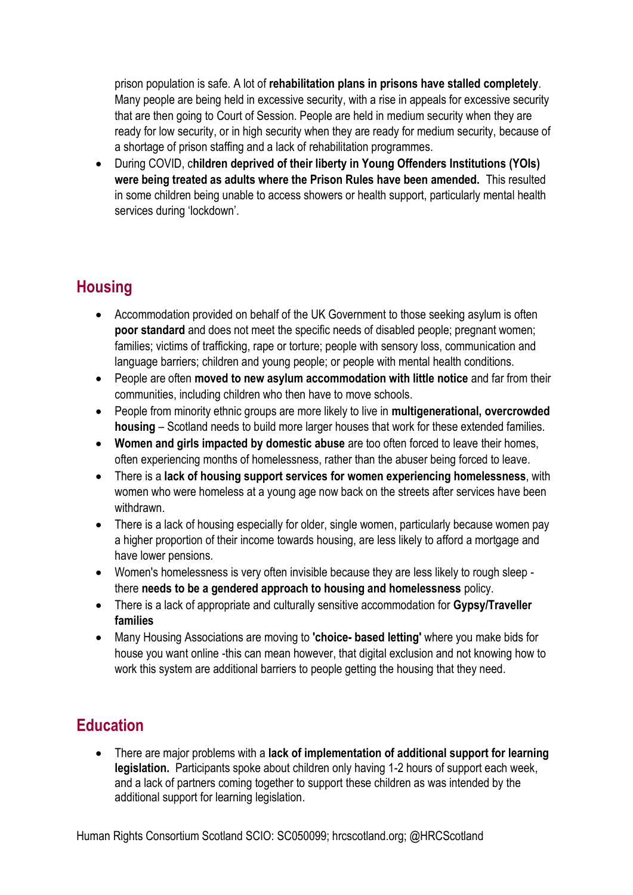prison population is safe. A lot of **rehabilitation plans in prisons have stalled completely**. Many people are being held in excessive security, with a rise in appeals for excessive security that are then going to Court of Session. People are held in medium security when they are ready for low security, or in high security when they are ready for medium security, because of a shortage of prison staffing and a lack of rehabilitation programmes.

- During COVID, c**hildren deprived of their liberty in Young Offenders Institutions (YOIs) were being treated as adults where the Prison Rules have been amended.** This resulted in some children being unable to access showers or health support, particularly mental health services during 'lockdown'.

## Housing

- Accommodation provided on behalf of the UK Government to those seeking asylum is often **poor standard** and does not meet the specific needs of disabled people; pregnant women; families; victims of trafficking, rape or torture; people with sensory loss, communication and language barriers; children and young people; or people with mental health conditions.
- People are often **moved to new asylum accommodation with little notice** and far from their communities, including children who then have to move schools.
- People from minority ethnic groups are more likely to live in **multigenerational, overcrowded housing** – Scotland needs to build more larger houses that work for these extended families.
- **Women and girls impacted by domestic abuse** are too often forced to leave their homes, often experiencing months of homelessness, rather than the abuser being forced to leave.
- There is a **lack of housing support services for women experiencing homelessness**, with women who were homeless at a young age now back on the streets after services have been withdrawn.
- There is a lack of housing especially for older, single women, particularly because women pay a higher proportion of their income towards housing, are less likely to afford a mortgage and have lower pensions.
- Women's homelessness is very often invisible because they are less likely to rough sleep - there **needs to be a gendered approach to housing and homelessness** policy.
- There is a lack of appropriate and culturally sensitive accommodation for **Gypsy/Traveller families**
- Many Housing Associations are moving to **'choice- based letting'** where you make bids for house you want online -this can mean however, that digital exclusion and not knowing how to work this system are additional barriers to people getting the housing that they need.

## Education

- There are major problems with a **lack of implementation of additional support for learning legislation.** Participants spoke about children only having 1-2 hours of support each week, and a lack of partners coming together to support these children as was intended by the additional support for learning legislation.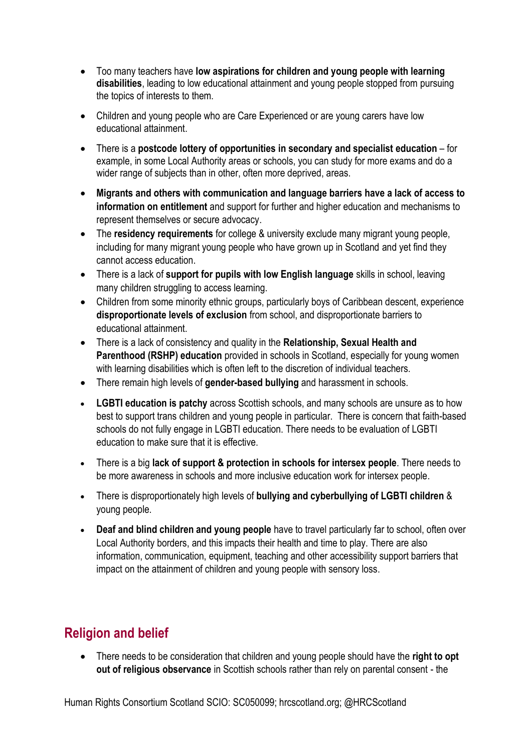- Too many teachers have **low aspirations for children and young people with learning disabilities**, leading to low educational attainment and young people stopped from pursuing the topics of interests to them.

- Children and young people who are Care Experienced or are young carers have low educational attainment.

- There is a **postcode lottery of opportunities in secondary and specialist education** – for example, in some Local Authority areas or schools, you can study for more exams and do a wider range of subjects than in other, often more deprived, areas.

- **Migrants and others with communication and language barriers have a lack of access to information on entitlement** and support for further and higher education and mechanisms to represent themselves or secure advocacy.
- The **residency requirements** for college & university exclude many migrant young people, including for many migrant young people who have grown up in Scotland and yet find they cannot access education.
- There is a lack of **support for pupils with low English language** skills in school, leaving many children struggling to access learning.
- Children from some minority ethnic groups, particularly boys of Caribbean descent, experience **disproportionate levels of exclusion** from school, and disproportionate barriers to educational attainment.
- There is a lack of consistency and quality in the **Relationship, Sexual Health and Parenthood (RSHP) education** provided in schools in Scotland, especially for young women with learning disabilities which is often left to the discretion of individual teachers.
- There remain high levels of **gender-based bullying** and harassment in schools.

- **LGBTI education is patchy** across Scottish schools, and many schools are unsure as to how best to support trans children and young people in particular. There is concern that faith-based schools do not fully engage in LGBTI education. There needs to be evaluation of LGBTI education to make sure that it is effective.

- There is a big **lack of support & protection in schools for intersex people**. There needs to be more awareness in schools and more inclusive education work for intersex people.

- There is disproportionately high levels of **bullying and cyberbullying of LGBTI children** & young people.

- **Deaf and blind children and young people** have to travel particularly far to school, often over Local Authority borders, and this impacts their health and time to play. There are also information, communication, equipment, teaching and other accessibility support barriers that impact on the attainment of children and young people with sensory loss.

## Religion and belief

- There needs to be consideration that children and young people should have the **right to opt out of religious observance** in Scottish schools rather than rely on parental consent - the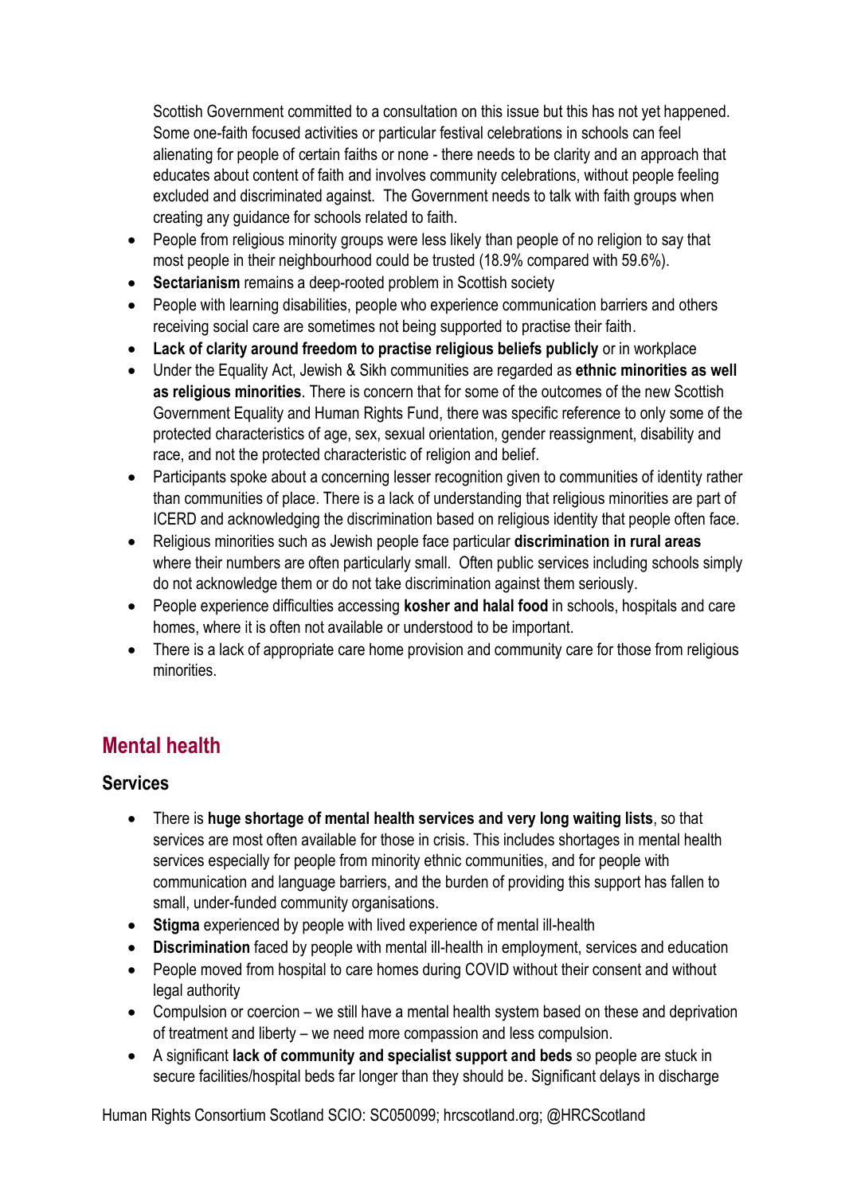Scottish Government committed to a consultation on this issue but this has not yet happened. Some one-faith focused activities or particular festival celebrations in schools can feel alienating for people of certain faiths or none - there needs to be clarity and an approach that educates about content of faith and involves community celebrations, without people feeling excluded and discriminated against. The Government needs to talk with faith groups when creating any guidance for schools related to faith.

- People from religious minority groups were less likely than people of no religion to say that most people in their neighbourhood could be trusted (18.9% compared with 59.6%).
- **Sectarianism** remains a deep-rooted problem in Scottish society
- People with learning disabilities, people who experience communication barriers and others receiving social care are sometimes not being supported to practise their faith.
- **Lack of clarity around freedom to practise religious beliefs publicly** or in workplace
- Under the Equality Act, Jewish & Sikh communities are regarded as **ethnic minorities as well as religious minorities**. There is concern that for some of the outcomes of the new Scottish Government Equality and Human Rights Fund, there was specific reference to only some of the protected characteristics of age, sex, sexual orientation, gender reassignment, disability and race, and not the protected characteristic of religion and belief.
- Participants spoke about a concerning lesser recognition given to communities of identity rather than communities of place. There is a lack of understanding that religious minorities are part of ICERD and acknowledging the discrimination based on religious identity that people often face.
- Religious minorities such as Jewish people face particular **discrimination in rural areas** where their numbers are often particularly small. Often public services including schools simply do not acknowledge them or do not take discrimination against them seriously.
- People experience difficulties accessing **kosher and halal food** in schools, hospitals and care homes, where it is often not available or understood to be important.
- There is a lack of appropriate care home provision and community care for those from religious minorities.

## Mental health

### Services

- There is **huge shortage of mental health services and very long waiting lists**, so that services are most often available for those in crisis. This includes shortages in mental health services especially for people from minority ethnic communities, and for people with communication and language barriers, and the burden of providing this support has fallen to small, under-funded community organisations.
- **Stigma** experienced by people with lived experience of mental ill-health
- **Discrimination** faced by people with mental ill-health in employment, services and education
- People moved from hospital to care homes during COVID without their consent and without legal authority
- Compulsion or coercion – we still have a mental health system based on these and deprivation of treatment and liberty – we need more compassion and less compulsion.
- A significant **lack of community and specialist support and beds** so people are stuck in secure facilities/hospital beds far longer than they should be. Significant delays in discharge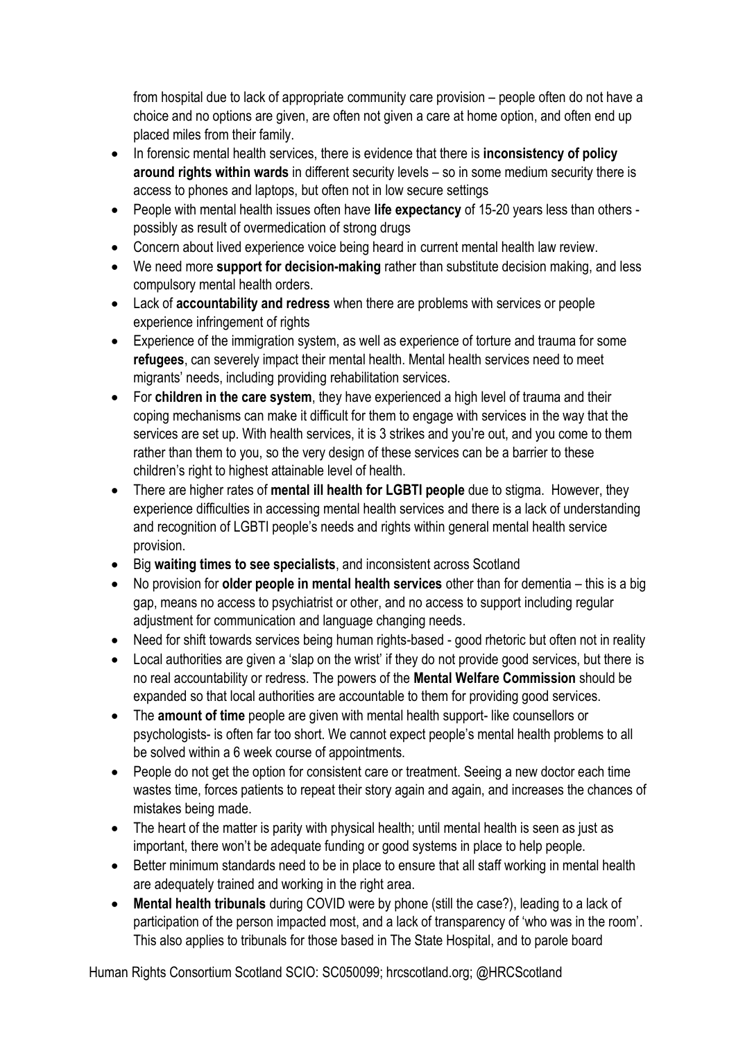from hospital due to lack of appropriate community care provision – people often do not have a choice and no options are given, are often not given a care at home option, and often end up placed miles from their family.

- In forensic mental health services, there is evidence that there is **inconsistency of policy around rights within wards** in different security levels – so in some medium security there is access to phones and laptops, but often not in low secure settings
- People with mental health issues often have **life expectancy** of 15-20 years less than others - possibly as result of overmedication of strong drugs
- Concern about lived experience voice being heard in current mental health law review.
- We need more **support for decision-making** rather than substitute decision making, and less compulsory mental health orders.
- Lack of **accountability and redress** when there are problems with services or people experience infringement of rights
- Experience of the immigration system, as well as experience of torture and trauma for some **refugees**, can severely impact their mental health. Mental health services need to meet migrants' needs, including providing rehabilitation services.
- For **children in the care system**, they have experienced a high level of trauma and their coping mechanisms can make it difficult for them to engage with services in the way that the services are set up. With health services, it is 3 strikes and you're out, and you come to them rather than them to you, so the very design of these services can be a barrier to these children's right to highest attainable level of health.
- There are higher rates of **mental ill health for LGBTI people** due to stigma. However, they experience difficulties in accessing mental health services and there is a lack of understanding and recognition of LGBTI people's needs and rights within general mental health service provision.
- Big **waiting times to see specialists**, and inconsistent across Scotland
- No provision for **older people in mental health services** other than for dementia – this is a big gap, means no access to psychiatrist or other, and no access to support including regular adjustment for communication and language changing needs.
- Need for shift towards services being human rights-based - good rhetoric but often not in reality
- Local authorities are given a 'slap on the wrist' if they do not provide good services, but there is no real accountability or redress. The powers of the **Mental Welfare Commission** should be expanded so that local authorities are accountable to them for providing good services.
- The **amount of time** people are given with mental health support- like counsellors or psychologists- is often far too short. We cannot expect people's mental health problems to all be solved within a 6 week course of appointments.
- People do not get the option for consistent care or treatment. Seeing a new doctor each time wastes time, forces patients to repeat their story again and again, and increases the chances of mistakes being made.
- The heart of the matter is parity with physical health; until mental health is seen as just as important, there won't be adequate funding or good systems in place to help people.
- Better minimum standards need to be in place to ensure that all staff working in mental health are adequately trained and working in the right area.
- **Mental health tribunals** during COVID were by phone (still the case?), leading to a lack of participation of the person impacted most, and a lack of transparency of 'who was in the room'. This also applies to tribunals for those based in The State Hospital, and to parole board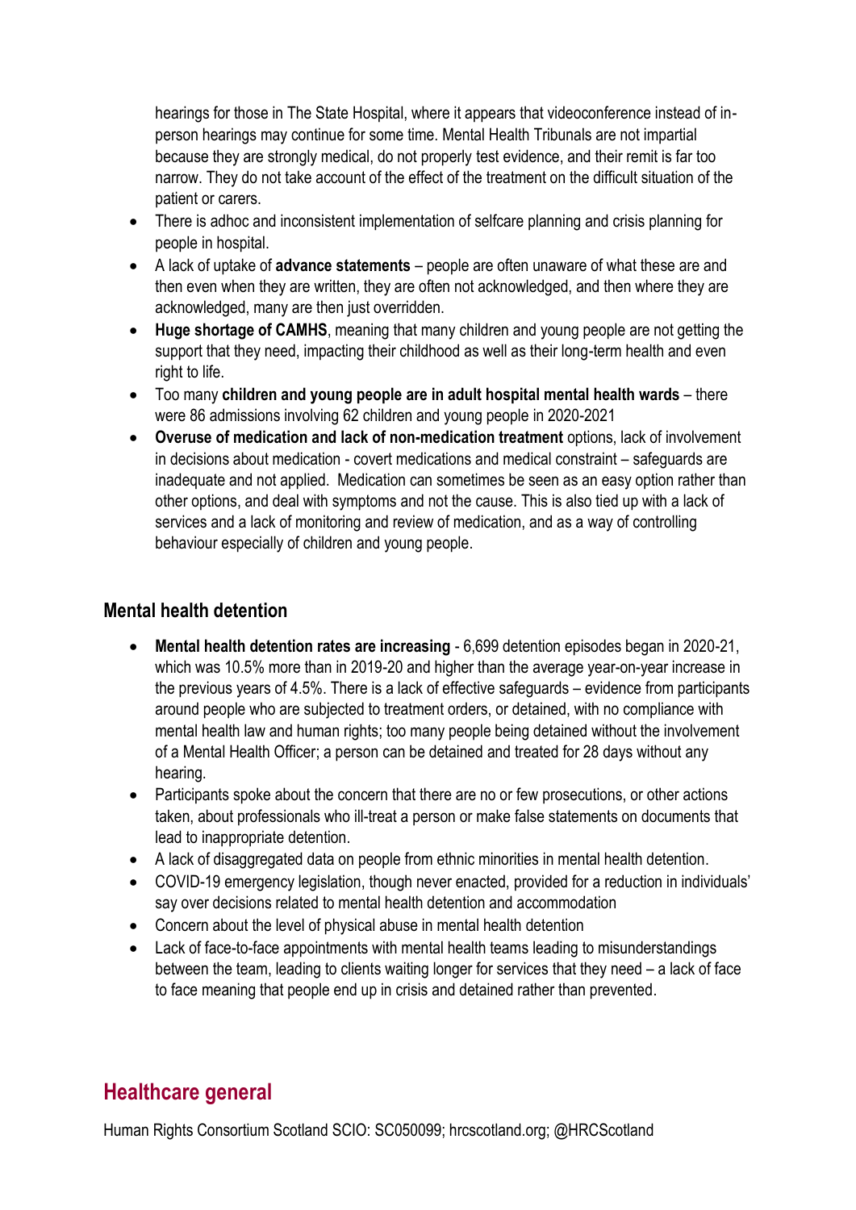hearings for those in The State Hospital, where it appears that videoconference instead of in-person hearings may continue for some time. Mental Health Tribunals are not impartial because they are strongly medical, do not properly test evidence, and their remit is far too narrow. They do not take account of the effect of the treatment on the difficult situation of the patient or carers.

- There is adhoc and inconsistent implementation of selfcare planning and crisis planning for people in hospital.
- A lack of uptake of **advance statements** – people are often unaware of what these are and then even when they are written, they are often not acknowledged, and then where they are acknowledged, many are then just overridden.
- **Huge shortage of CAMHS**, meaning that many children and young people are not getting the support that they need, impacting their childhood as well as their long-term health and even right to life.
- Too many **children and young people are in adult hospital mental health wards** – there were 86 admissions involving 62 children and young people in 2020-2021
- **Overuse of medication and lack of non-medication treatment** options, lack of involvement in decisions about medication - covert medications and medical constraint – safeguards are inadequate and not applied. Medication can sometimes be seen as an easy option rather than other options, and deal with symptoms and not the cause. This is also tied up with a lack of services and a lack of monitoring and review of medication, and as a way of controlling behaviour especially of children and young people.

### Mental health detention

- **Mental health detention rates are increasing** - 6,699 detention episodes began in 2020-21, which was 10.5% more than in 2019-20 and higher than the average year-on-year increase in the previous years of 4.5%. There is a lack of effective safeguards – evidence from participants around people who are subjected to treatment orders, or detained, with no compliance with mental health law and human rights; too many people being detained without the involvement of a Mental Health Officer; a person can be detained and treated for 28 days without any hearing.
- Participants spoke about the concern that there are no or few prosecutions, or other actions taken, about professionals who ill-treat a person or make false statements on documents that lead to inappropriate detention.
- A lack of disaggregated data on people from ethnic minorities in mental health detention.
- COVID-19 emergency legislation, though never enacted, provided for a reduction in individuals' say over decisions related to mental health detention and accommodation
- Concern about the level of physical abuse in mental health detention
- Lack of face-to-face appointments with mental health teams leading to misunderstandings between the team, leading to clients waiting longer for services that they need – a lack of face to face meaning that people end up in crisis and detained rather than prevented.

## Healthcare general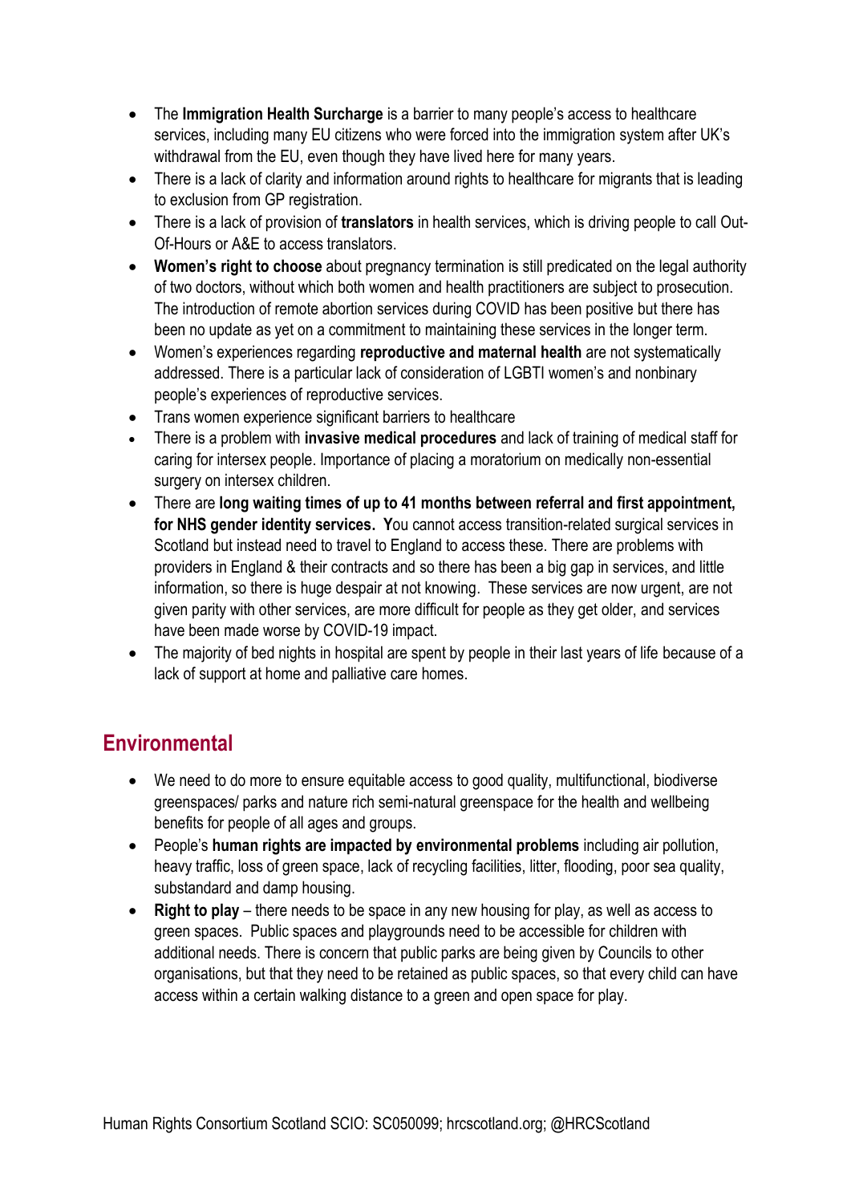- The **Immigration Health Surcharge** is a barrier to many people's access to healthcare services, including many EU citizens who were forced into the immigration system after UK's withdrawal from the EU, even though they have lived here for many years.
- There is a lack of clarity and information around rights to healthcare for migrants that is leading to exclusion from GP registration.
- There is a lack of provision of **translators** in health services, which is driving people to call Out-Of-Hours or A&E to access translators.
- **Women's right to choose** about pregnancy termination is still predicated on the legal authority of two doctors, without which both women and health practitioners are subject to prosecution. The introduction of remote abortion services during COVID has been positive but there has been no update as yet on a commitment to maintaining these services in the longer term.
- Women's experiences regarding **reproductive and maternal health** are not systematically addressed. There is a particular lack of consideration of LGBTI women's and nonbinary people's experiences of reproductive services.
- Trans women experience significant barriers to healthcare
- There is a problem with **invasive medical procedures** and lack of training of medical staff for caring for intersex people. Importance of placing a moratorium on medically non-essential surgery on intersex children.
- There are **long waiting times of up to 41 months between referral and first appointment, for NHS gender identity services. Y**ou cannot access transition-related surgical services in Scotland but instead need to travel to England to access these. There are problems with providers in England & their contracts and so there has been a big gap in services, and little information, so there is huge despair at not knowing. These services are now urgent, are not given parity with other services, are more difficult for people as they get older, and services have been made worse by COVID-19 impact.
- The majority of bed nights in hospital are spent by people in their last years of life because of a lack of support at home and palliative care homes.

## Environmental

- We need to do more to ensure equitable access to good quality, multifunctional, biodiverse greenspaces/ parks and nature rich semi-natural greenspace for the health and wellbeing benefits for people of all ages and groups.
- People's **human rights are impacted by environmental problems** including air pollution, heavy traffic, loss of green space, lack of recycling facilities, litter, flooding, poor sea quality, substandard and damp housing.
- **Right to play** – there needs to be space in any new housing for play, as well as access to green spaces. Public spaces and playgrounds need to be accessible for children with additional needs. There is concern that public parks are being given by Councils to other organisations, but that they need to be retained as public spaces, so that every child can have access within a certain walking distance to a green and open space for play.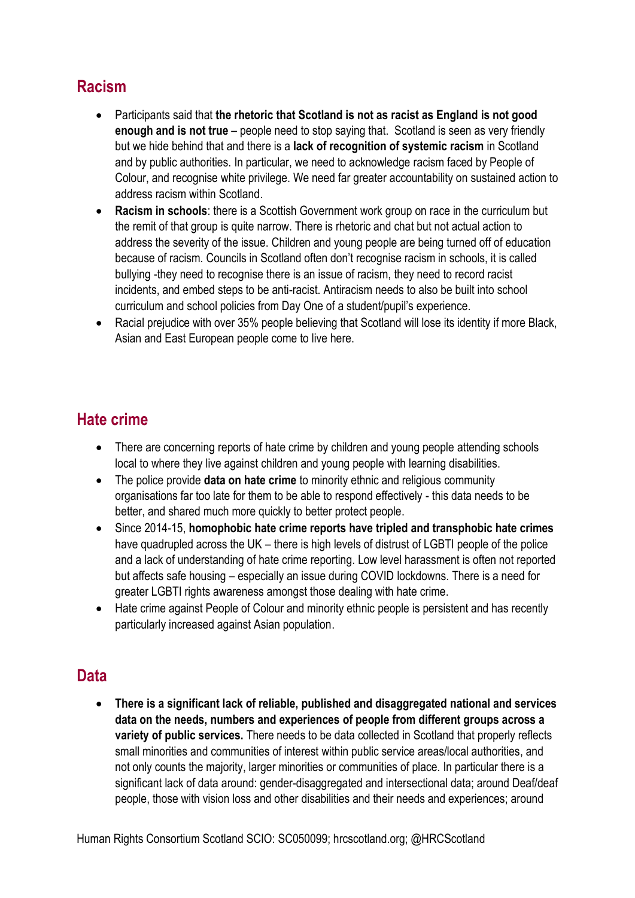## Racism

- Participants said that **the rhetoric that Scotland is not as racist as England is not good enough and is not true** – people need to stop saying that. Scotland is seen as very friendly but we hide behind that and there is a **lack of recognition of systemic racism** in Scotland and by public authorities. In particular, we need to acknowledge racism faced by People of Colour, and recognise white privilege. We need far greater accountability on sustained action to address racism within Scotland.
- **Racism in schools**: there is a Scottish Government work group on race in the curriculum but the remit of that group is quite narrow. There is rhetoric and chat but not actual action to address the severity of the issue. Children and young people are being turned off of education because of racism. Councils in Scotland often don't recognise racism in schools, it is called bullying -they need to recognise there is an issue of racism, they need to record racist incidents, and embed steps to be anti-racist. Antiracism needs to also be built into school curriculum and school policies from Day One of a student/pupil's experience.
- Racial prejudice with over 35% people believing that Scotland will lose its identity if more Black, Asian and East European people come to live here.

## Hate crime

- There are concerning reports of hate crime by children and young people attending schools local to where they live against children and young people with learning disabilities.
- The police provide **data on hate crime** to minority ethnic and religious community organisations far too late for them to be able to respond effectively - this data needs to be better, and shared much more quickly to better protect people.
- Since 2014-15, **homophobic hate crime reports have tripled and transphobic hate crimes** have quadrupled across the UK – there is high levels of distrust of LGBTI people of the police and a lack of understanding of hate crime reporting. Low level harassment is often not reported but affects safe housing – especially an issue during COVID lockdowns. There is a need for greater LGBTI rights awareness amongst those dealing with hate crime.
- Hate crime against People of Colour and minority ethnic people is persistent and has recently particularly increased against Asian population.

## Data

- **There is a significant lack of reliable, published and disaggregated national and services data on the needs, numbers and experiences of people from different groups across a variety of public services.** There needs to be data collected in Scotland that properly reflects small minorities and communities of interest within public service areas/local authorities, and not only counts the majority, larger minorities or communities of place. In particular there is a significant lack of data around: gender-disaggregated and intersectional data; around Deaf/deaf people, those with vision loss and other disabilities and their needs and experiences; around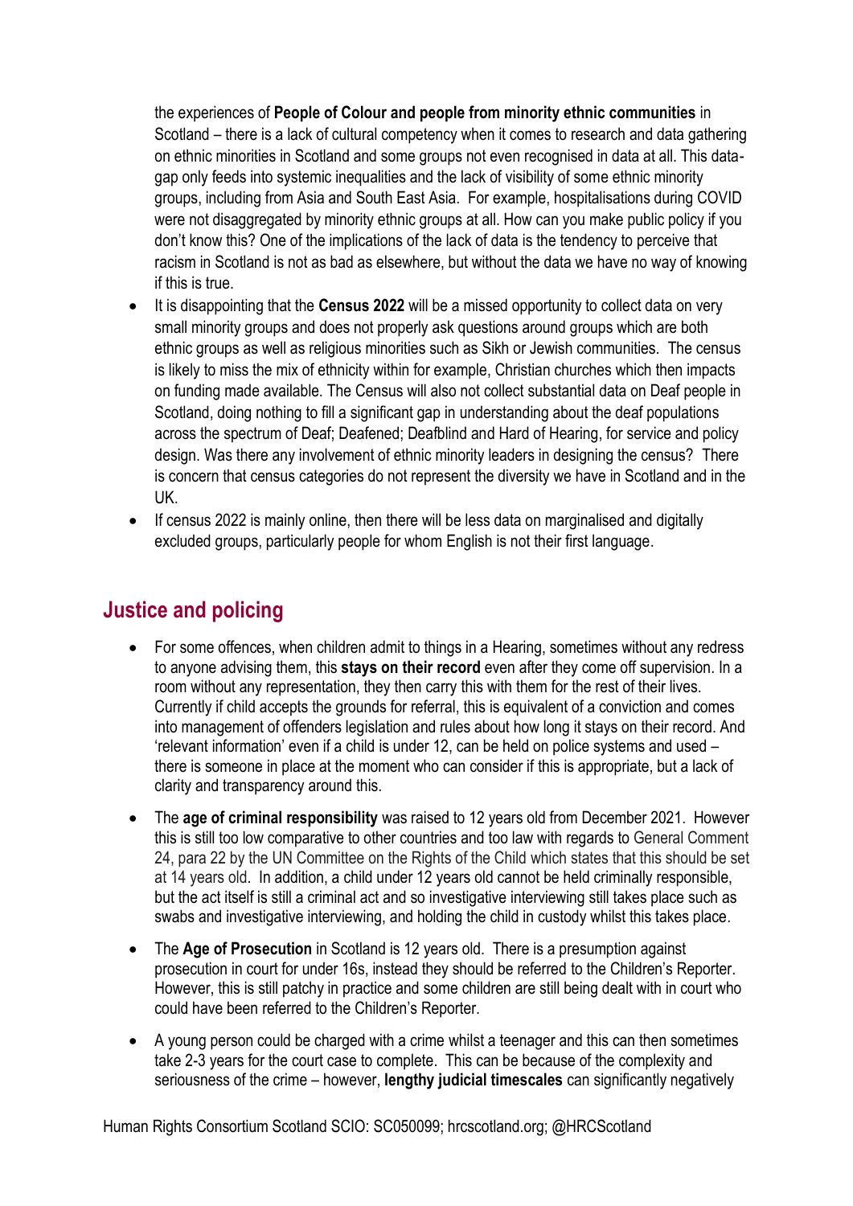the experiences of **People of Colour and people from minority ethnic communities** in Scotland – there is a lack of cultural competency when it comes to research and data gathering on ethnic minorities in Scotland and some groups not even recognised in data at all. This data-gap only feeds into systemic inequalities and the lack of visibility of some ethnic minority groups, including from Asia and South East Asia. For example, hospitalisations during COVID were not disaggregated by minority ethnic groups at all. How can you make public policy if you don't know this? One of the implications of the lack of data is the tendency to perceive that racism in Scotland is not as bad as elsewhere, but without the data we have no way of knowing if this is true.

- It is disappointing that the **Census 2022** will be a missed opportunity to collect data on very small minority groups and does not properly ask questions around groups which are both ethnic groups as well as religious minorities such as Sikh or Jewish communities. The census is likely to miss the mix of ethnicity within for example, Christian churches which then impacts on funding made available. The Census will also not collect substantial data on Deaf people in Scotland, doing nothing to fill a significant gap in understanding about the deaf populations across the spectrum of Deaf; Deafened; Deafblind and Hard of Hearing, for service and policy design. Was there any involvement of ethnic minority leaders in designing the census? There is concern that census categories do not represent the diversity we have in Scotland and in the UK.
- If census 2022 is mainly online, then there will be less data on marginalised and digitally excluded groups, particularly people for whom English is not their first language.

## Justice and policing

- For some offences, when children admit to things in a Hearing, sometimes without any redress to anyone advising them, this **stays on their record** even after they come off supervision. In a room without any representation, they then carry this with them for the rest of their lives. Currently if child accepts the grounds for referral, this is equivalent of a conviction and comes into management of offenders legislation and rules about how long it stays on their record. And 'relevant information' even if a child is under 12, can be held on police systems and used – there is someone in place at the moment who can consider if this is appropriate, but a lack of clarity and transparency around this.

- The **age of criminal responsibility** was raised to 12 years old from December 2021. However this is still too low comparative to other countries and too law with regards to General Comment 24, para 22 by the UN Committee on the Rights of the Child which states that this should be set at 14 years old. In addition, a child under 12 years old cannot be held criminally responsible, but the act itself is still a criminal act and so investigative interviewing still takes place such as swabs and investigative interviewing, and holding the child in custody whilst this takes place.

- The **Age of Prosecution** in Scotland is 12 years old. There is a presumption against prosecution in court for under 16s, instead they should be referred to the Children's Reporter. However, this is still patchy in practice and some children are still being dealt with in court who could have been referred to the Children's Reporter.

- A young person could be charged with a crime whilst a teenager and this can then sometimes take 2-3 years for the court case to complete. This can be because of the complexity and seriousness of the crime – however, **lengthy judicial timescales** can significantly negatively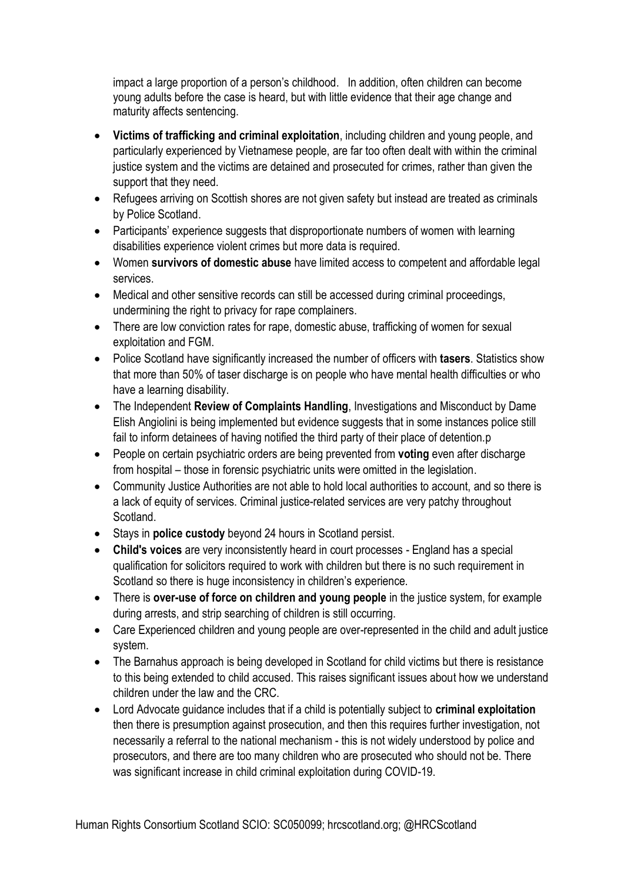impact a large proportion of a person's childhood. In addition, often children can become young adults before the case is heard, but with little evidence that their age change and maturity affects sentencing.

- **Victims of trafficking and criminal exploitation**, including children and young people, and particularly experienced by Vietnamese people, are far too often dealt with within the criminal justice system and the victims are detained and prosecuted for crimes, rather than given the support that they need.
- Refugees arriving on Scottish shores are not given safety but instead are treated as criminals by Police Scotland.
- Participants' experience suggests that disproportionate numbers of women with learning disabilities experience violent crimes but more data is required.
- Women **survivors of domestic abuse** have limited access to competent and affordable legal services.
- Medical and other sensitive records can still be accessed during criminal proceedings, undermining the right to privacy for rape complainers.
- There are low conviction rates for rape, domestic abuse, trafficking of women for sexual exploitation and FGM.
- Police Scotland have significantly increased the number of officers with **tasers**. Statistics show that more than 50% of taser discharge is on people who have mental health difficulties or who have a learning disability.
- The Independent **Review of Complaints Handling**, Investigations and Misconduct by Dame Elish Angiolini is being implemented but evidence suggests that in some instances police still fail to inform detainees of having notified the third party of their place of detention.p
- People on certain psychiatric orders are being prevented from **voting** even after discharge from hospital – those in forensic psychiatric units were omitted in the legislation.
- Community Justice Authorities are not able to hold local authorities to account, and so there is a lack of equity of services. Criminal justice-related services are very patchy throughout Scotland.
- Stays in **police custody** beyond 24 hours in Scotland persist.
- **Child's voices** are very inconsistently heard in court processes - England has a special qualification for solicitors required to work with children but there is no such requirement in Scotland so there is huge inconsistency in children's experience.
- There is **over-use of force on children and young people** in the justice system, for example during arrests, and strip searching of children is still occurring.
- Care Experienced children and young people are over-represented in the child and adult justice system.
- The Barnahus approach is being developed in Scotland for child victims but there is resistance to this being extended to child accused. This raises significant issues about how we understand children under the law and the CRC.
- Lord Advocate guidance includes that if a child is potentially subject to **criminal exploitation** then there is presumption against prosecution, and then this requires further investigation, not necessarily a referral to the national mechanism - this is not widely understood by police and prosecutors, and there are too many children who are prosecuted who should not be. There was significant increase in child criminal exploitation during COVID-19.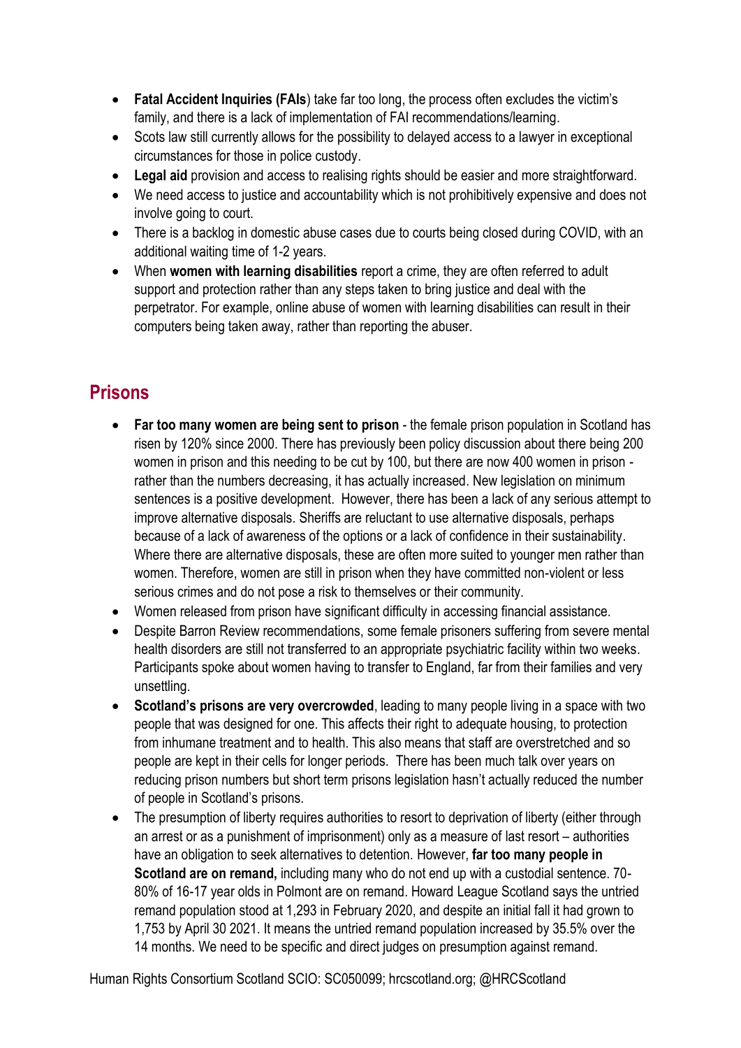- **Fatal Accident Inquiries (FAIs**) take far too long, the process often excludes the victim's family, and there is a lack of implementation of FAI recommendations/learning.
- Scots law still currently allows for the possibility to delayed access to a lawyer in exceptional circumstances for those in police custody.
- **Legal aid** provision and access to realising rights should be easier and more straightforward.
- We need access to justice and accountability which is not prohibitively expensive and does not involve going to court.
- There is a backlog in domestic abuse cases due to courts being closed during COVID, with an additional waiting time of 1-2 years.
- When **women with learning disabilities** report a crime, they are often referred to adult support and protection rather than any steps taken to bring justice and deal with the perpetrator. For example, online abuse of women with learning disabilities can result in their computers being taken away, rather than reporting the abuser.

## Prisons

- **Far too many women are being sent to prison** - the female prison population in Scotland has risen by 120% since 2000. There has previously been policy discussion about there being 200 women in prison and this needing to be cut by 100, but there are now 400 women in prison - rather than the numbers decreasing, it has actually increased. New legislation on minimum sentences is a positive development. However, there has been a lack of any serious attempt to improve alternative disposals. Sheriffs are reluctant to use alternative disposals, perhaps because of a lack of awareness of the options or a lack of confidence in their sustainability. Where there are alternative disposals, these are often more suited to younger men rather than women. Therefore, women are still in prison when they have committed non-violent or less serious crimes and do not pose a risk to themselves or their community.
- Women released from prison have significant difficulty in accessing financial assistance.
- Despite Barron Review recommendations, some female prisoners suffering from severe mental health disorders are still not transferred to an appropriate psychiatric facility within two weeks. Participants spoke about women having to transfer to England, far from their families and very unsettling.
- **Scotland's prisons are very overcrowded**, leading to many people living in a space with two people that was designed for one. This affects their right to adequate housing, to protection from inhumane treatment and to health. This also means that staff are overstretched and so people are kept in their cells for longer periods. There has been much talk over years on reducing prison numbers but short term prisons legislation hasn't actually reduced the number of people in Scotland's prisons.
- The presumption of liberty requires authorities to resort to deprivation of liberty (either through an arrest or as a punishment of imprisonment) only as a measure of last resort – authorities have an obligation to seek alternatives to detention. However, **far too many people in Scotland are on remand,** including many who do not end up with a custodial sentence. 70-80% of 16-17 year olds in Polmont are on remand. Howard League Scotland says the untried remand population stood at 1,293 in February 2020, and despite an initial fall it had grown to 1,753 by April 30 2021. It means the untried remand population increased by 35.5% over the 14 months. We need to be specific and direct judges on presumption against remand.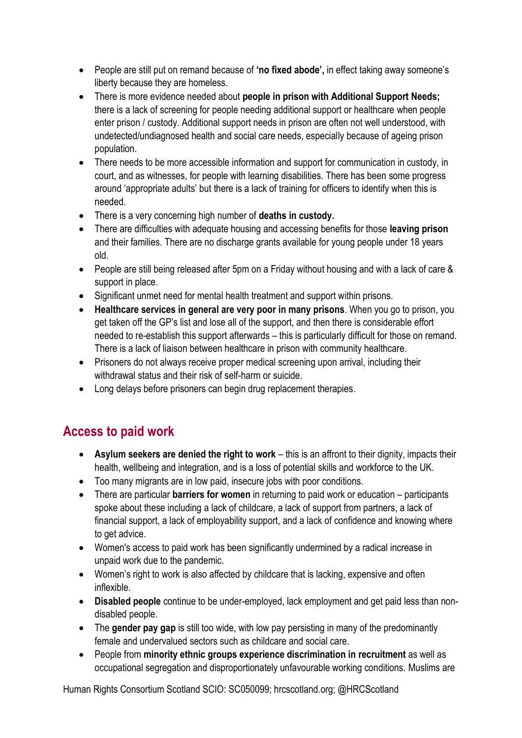- People are still put on remand because of **'no fixed abode',** in effect taking away someone's liberty because they are homeless.
- There is more evidence needed about **people in prison with Additional Support Needs;** there is a lack of screening for people needing additional support or healthcare when people enter prison / custody. Additional support needs in prison are often not well understood, with undetected/undiagnosed health and social care needs, especially because of ageing prison population.
- There needs to be more accessible information and support for communication in custody, in court, and as witnesses, for people with learning disabilities. There has been some progress around 'appropriate adults' but there is a lack of training for officers to identify when this is needed.
- There is a very concerning high number of **deaths in custody.**
- There are difficulties with adequate housing and accessing benefits for those **leaving prison** and their families. There are no discharge grants available for young people under 18 years old.
- People are still being released after 5pm on a Friday without housing and with a lack of care & support in place.
- Significant unmet need for mental health treatment and support within prisons.
- **Healthcare services in general are very poor in many prisons**. When you go to prison, you get taken off the GP's list and lose all of the support, and then there is considerable effort needed to re-establish this support afterwards – this is particularly difficult for those on remand. There is a lack of liaison between healthcare in prison with community healthcare.
- Prisoners do not always receive proper medical screening upon arrival, including their withdrawal status and their risk of self-harm or suicide.
- Long delays before prisoners can begin drug replacement therapies.

## Access to paid work

- **Asylum seekers are denied the right to work** – this is an affront to their dignity, impacts their health, wellbeing and integration, and is a loss of potential skills and workforce to the UK.
- Too many migrants are in low paid, insecure jobs with poor conditions.
- There are particular **barriers for women** in returning to paid work or education – participants spoke about these including a lack of childcare, a lack of support from partners, a lack of financial support, a lack of employability support, and a lack of confidence and knowing where to get advice.
- Women's access to paid work has been significantly undermined by a radical increase in unpaid work due to the pandemic.
- Women's right to work is also affected by childcare that is lacking, expensive and often inflexible.
- **Disabled people** continue to be under-employed, lack employment and get paid less than non-disabled people.
- The **gender pay gap** is still too wide, with low pay persisting in many of the predominantly female and undervalued sectors such as childcare and social care.
- People from **minority ethnic groups experience discrimination in recruitment** as well as occupational segregation and disproportionately unfavourable working conditions. Muslims are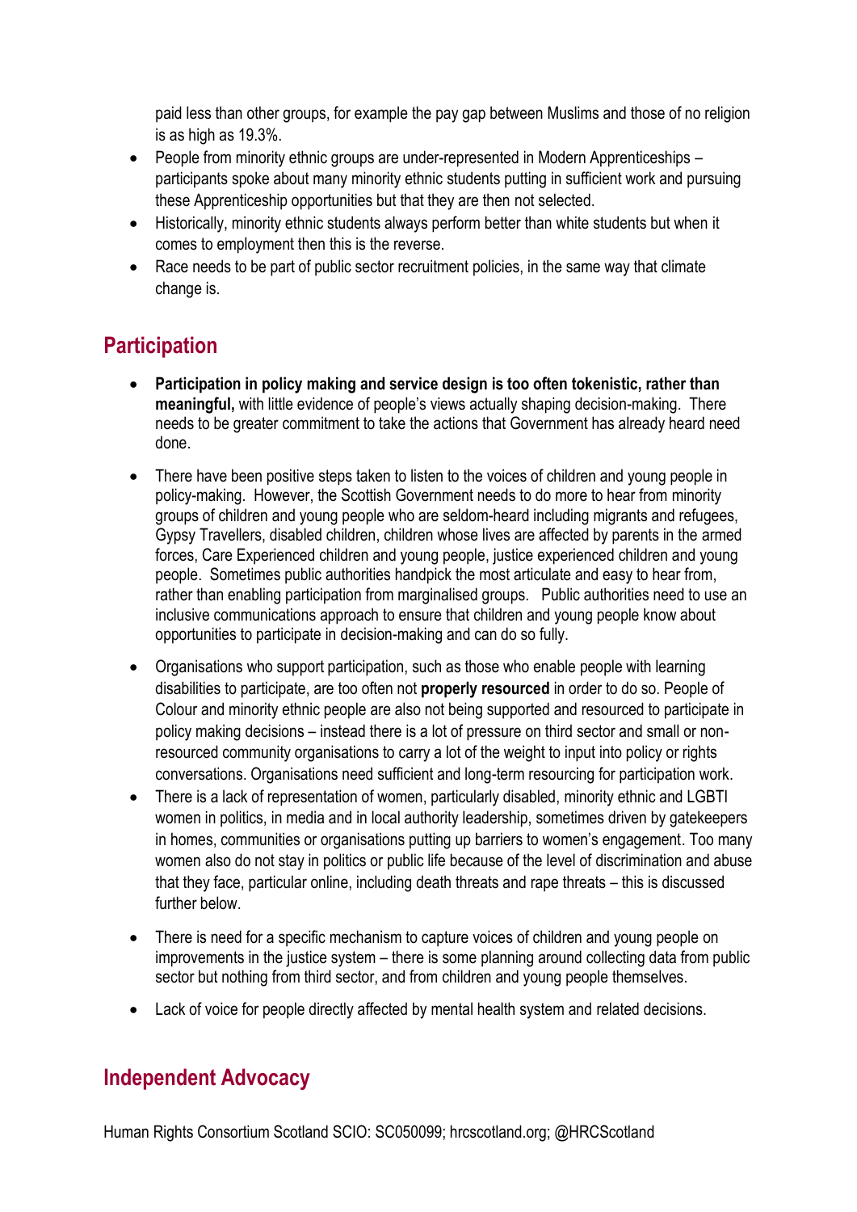paid less than other groups, for example the pay gap between Muslims and those of no religion is as high as 19.3%.

- People from minority ethnic groups are under-represented in Modern Apprenticeships – participants spoke about many minority ethnic students putting in sufficient work and pursuing these Apprenticeship opportunities but that they are then not selected.
- Historically, minority ethnic students always perform better than white students but when it comes to employment then this is the reverse.
- Race needs to be part of public sector recruitment policies, in the same way that climate change is.

## Participation

- **Participation in policy making and service design is too often tokenistic, rather than meaningful,** with little evidence of people's views actually shaping decision-making. There needs to be greater commitment to take the actions that Government has already heard need done.
- There have been positive steps taken to listen to the voices of children and young people in policy-making. However, the Scottish Government needs to do more to hear from minority groups of children and young people who are seldom-heard including migrants and refugees, Gypsy Travellers, disabled children, children whose lives are affected by parents in the armed forces, Care Experienced children and young people, justice experienced children and young people. Sometimes public authorities handpick the most articulate and easy to hear from, rather than enabling participation from marginalised groups. Public authorities need to use an inclusive communications approach to ensure that children and young people know about opportunities to participate in decision-making and can do so fully.
- Organisations who support participation, such as those who enable people with learning disabilities to participate, are too often not **properly resourced** in order to do so. People of Colour and minority ethnic people are also not being supported and resourced to participate in policy making decisions – instead there is a lot of pressure on third sector and small or non-resourced community organisations to carry a lot of the weight to input into policy or rights conversations. Organisations need sufficient and long-term resourcing for participation work.
- There is a lack of representation of women, particularly disabled, minority ethnic and LGBTI women in politics, in media and in local authority leadership, sometimes driven by gatekeepers in homes, communities or organisations putting up barriers to women's engagement. Too many women also do not stay in politics or public life because of the level of discrimination and abuse that they face, particular online, including death threats and rape threats – this is discussed further below.
- There is need for a specific mechanism to capture voices of children and young people on improvements in the justice system – there is some planning around collecting data from public sector but nothing from third sector, and from children and young people themselves.
- Lack of voice for people directly affected by mental health system and related decisions.

## Independent Advocacy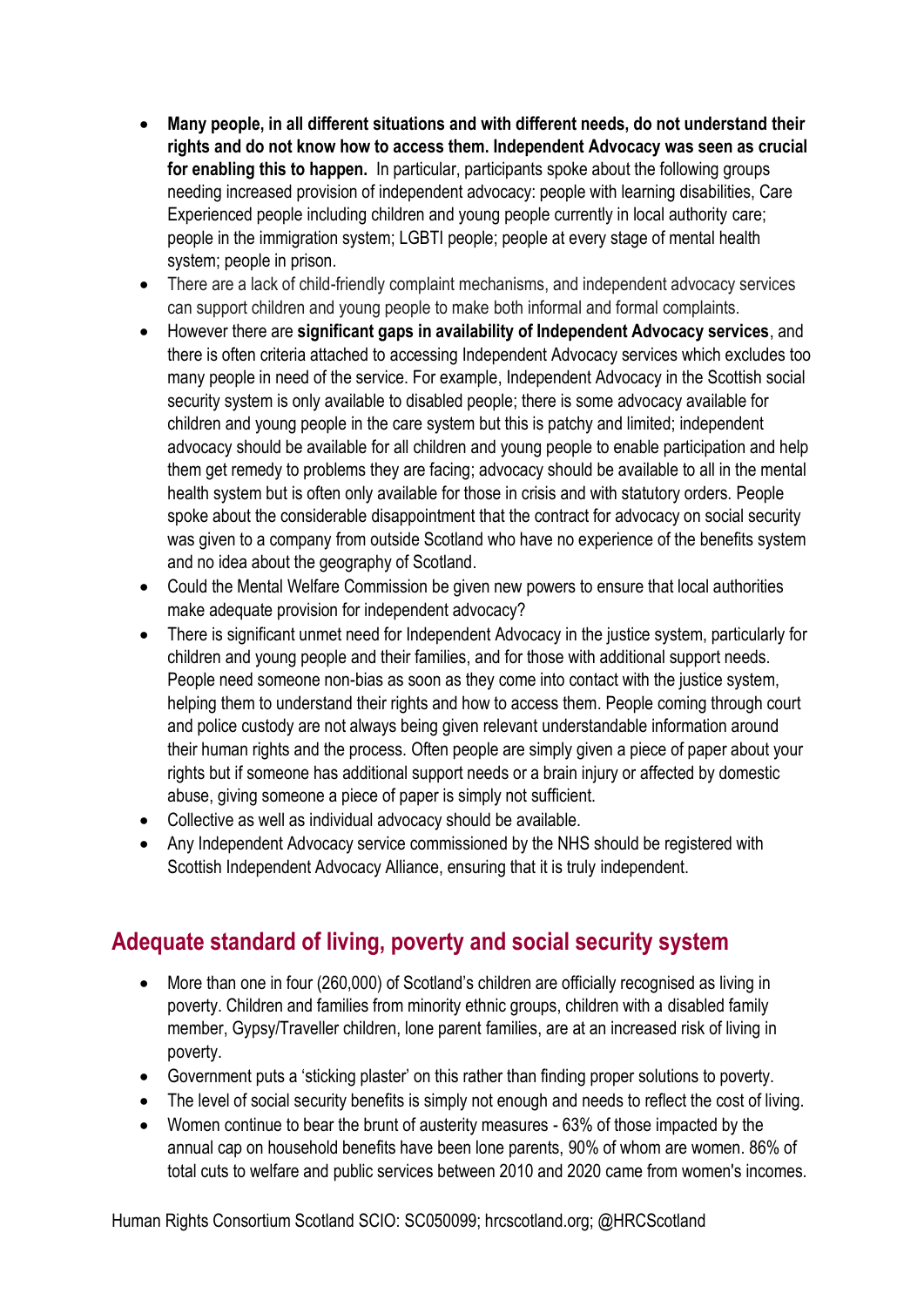- **Many people, in all different situations and with different needs, do not understand their rights and do not know how to access them. Independent Advocacy was seen as crucial for enabling this to happen.** In particular, participants spoke about the following groups needing increased provision of independent advocacy: people with learning disabilities, Care Experienced people including children and young people currently in local authority care; people in the immigration system; LGBTI people; people at every stage of mental health system; people in prison.
- There are a lack of child-friendly complaint mechanisms, and independent advocacy services can support children and young people to make both informal and formal complaints.
- However there are **significant gaps in availability of Independent Advocacy services**, and there is often criteria attached to accessing Independent Advocacy services which excludes too many people in need of the service. For example, Independent Advocacy in the Scottish social security system is only available to disabled people; there is some advocacy available for children and young people in the care system but this is patchy and limited; independent advocacy should be available for all children and young people to enable participation and help them get remedy to problems they are facing; advocacy should be available to all in the mental health system but is often only available for those in crisis and with statutory orders. People spoke about the considerable disappointment that the contract for advocacy on social security was given to a company from outside Scotland who have no experience of the benefits system and no idea about the geography of Scotland.
- Could the Mental Welfare Commission be given new powers to ensure that local authorities make adequate provision for independent advocacy?
- There is significant unmet need for Independent Advocacy in the justice system, particularly for children and young people and their families, and for those with additional support needs. People need someone non-bias as soon as they come into contact with the justice system, helping them to understand their rights and how to access them. People coming through court and police custody are not always being given relevant understandable information around their human rights and the process. Often people are simply given a piece of paper about your rights but if someone has additional support needs or a brain injury or affected by domestic abuse, giving someone a piece of paper is simply not sufficient.
- Collective as well as individual advocacy should be available.
- Any Independent Advocacy service commissioned by the NHS should be registered with Scottish Independent Advocacy Alliance, ensuring that it is truly independent.

## Adequate standard of living, poverty and social security system

- More than one in four (260,000) of Scotland's children are officially recognised as living in poverty. Children and families from minority ethnic groups, children with a disabled family member, Gypsy/Traveller children, lone parent families, are at an increased risk of living in poverty.
- Government puts a 'sticking plaster' on this rather than finding proper solutions to poverty.
- The level of social security benefits is simply not enough and needs to reflect the cost of living.
- Women continue to bear the brunt of austerity measures - 63% of those impacted by the annual cap on household benefits have been lone parents, 90% of whom are women. 86% of total cuts to welfare and public services between 2010 and 2020 came from women's incomes.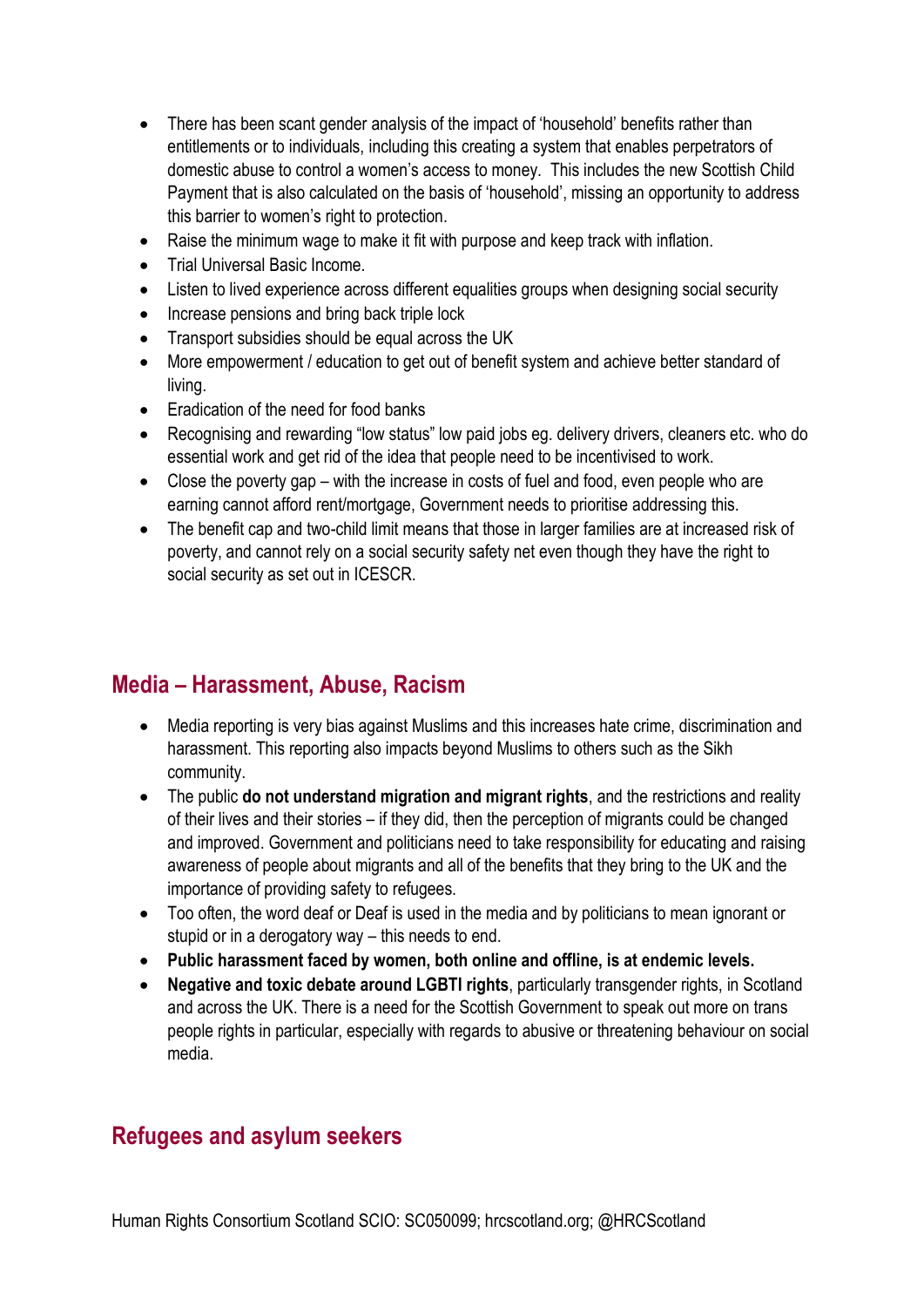- There has been scant gender analysis of the impact of 'household' benefits rather than entitlements or to individuals, including this creating a system that enables perpetrators of domestic abuse to control a women's access to money. This includes the new Scottish Child Payment that is also calculated on the basis of 'household', missing an opportunity to address this barrier to women's right to protection.
- Raise the minimum wage to make it fit with purpose and keep track with inflation.
- Trial Universal Basic Income.
- Listen to lived experience across different equalities groups when designing social security
- Increase pensions and bring back triple lock
- Transport subsidies should be equal across the UK
- More empowerment / education to get out of benefit system and achieve better standard of living.
- Eradication of the need for food banks
- Recognising and rewarding "low status" low paid jobs eg. delivery drivers, cleaners etc. who do essential work and get rid of the idea that people need to be incentivised to work.
- Close the poverty gap – with the increase in costs of fuel and food, even people who are earning cannot afford rent/mortgage, Government needs to prioritise addressing this.
- The benefit cap and two-child limit means that those in larger families are at increased risk of poverty, and cannot rely on a social security safety net even though they have the right to social security as set out in ICESCR.

## Media – Harassment, Abuse, Racism

- Media reporting is very bias against Muslims and this increases hate crime, discrimination and harassment. This reporting also impacts beyond Muslims to others such as the Sikh community.
- The public **do not understand migration and migrant rights**, and the restrictions and reality of their lives and their stories – if they did, then the perception of migrants could be changed and improved. Government and politicians need to take responsibility for educating and raising awareness of people about migrants and all of the benefits that they bring to the UK and the importance of providing safety to refugees.
- Too often, the word deaf or Deaf is used in the media and by politicians to mean ignorant or stupid or in a derogatory way – this needs to end.
- **Public harassment faced by women, both online and offline, is at endemic levels.**
- **Negative and toxic debate around LGBTI rights**, particularly transgender rights, in Scotland and across the UK. There is a need for the Scottish Government to speak out more on trans people rights in particular, especially with regards to abusive or threatening behaviour on social media.

## Refugees and asylum seekers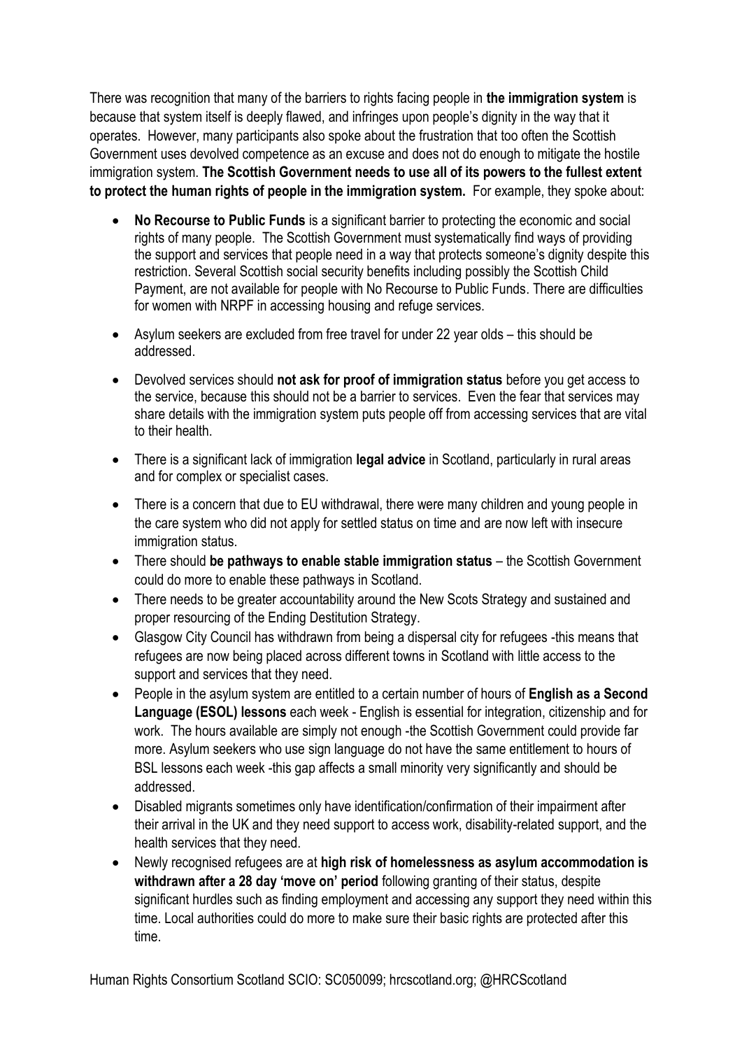There was recognition that many of the barriers to rights facing people in **the immigration system** is because that system itself is deeply flawed, and infringes upon people's dignity in the way that it operates. However, many participants also spoke about the frustration that too often the Scottish Government uses devolved competence as an excuse and does not do enough to mitigate the hostile immigration system. **The Scottish Government needs to use all of its powers to the fullest extent to protect the human rights of people in the immigration system.** For example, they spoke about:

- **No Recourse to Public Funds** is a significant barrier to protecting the economic and social rights of many people. The Scottish Government must systematically find ways of providing the support and services that people need in a way that protects someone's dignity despite this restriction. Several Scottish social security benefits including possibly the Scottish Child Payment, are not available for people with No Recourse to Public Funds. There are difficulties for women with NRPF in accessing housing and refuge services.
- Asylum seekers are excluded from free travel for under 22 year olds – this should be addressed.
- Devolved services should **not ask for proof of immigration status** before you get access to the service, because this should not be a barrier to services. Even the fear that services may share details with the immigration system puts people off from accessing services that are vital to their health.
- There is a significant lack of immigration **legal advice** in Scotland, particularly in rural areas and for complex or specialist cases.
- There is a concern that due to EU withdrawal, there were many children and young people in the care system who did not apply for settled status on time and are now left with insecure immigration status.
- There should **be pathways to enable stable immigration status** – the Scottish Government could do more to enable these pathways in Scotland.
- There needs to be greater accountability around the New Scots Strategy and sustained and proper resourcing of the Ending Destitution Strategy.
- Glasgow City Council has withdrawn from being a dispersal city for refugees -this means that refugees are now being placed across different towns in Scotland with little access to the support and services that they need.
- People in the asylum system are entitled to a certain number of hours of **English as a Second Language (ESOL) lessons** each week - English is essential for integration, citizenship and for work. The hours available are simply not enough -the Scottish Government could provide far more. Asylum seekers who use sign language do not have the same entitlement to hours of BSL lessons each week -this gap affects a small minority very significantly and should be addressed.
- Disabled migrants sometimes only have identification/confirmation of their impairment after their arrival in the UK and they need support to access work, disability-related support, and the health services that they need.
- Newly recognised refugees are at **high risk of homelessness as asylum accommodation is withdrawn after a 28 day 'move on' period** following granting of their status, despite significant hurdles such as finding employment and accessing any support they need within this time. Local authorities could do more to make sure their basic rights are protected after this time.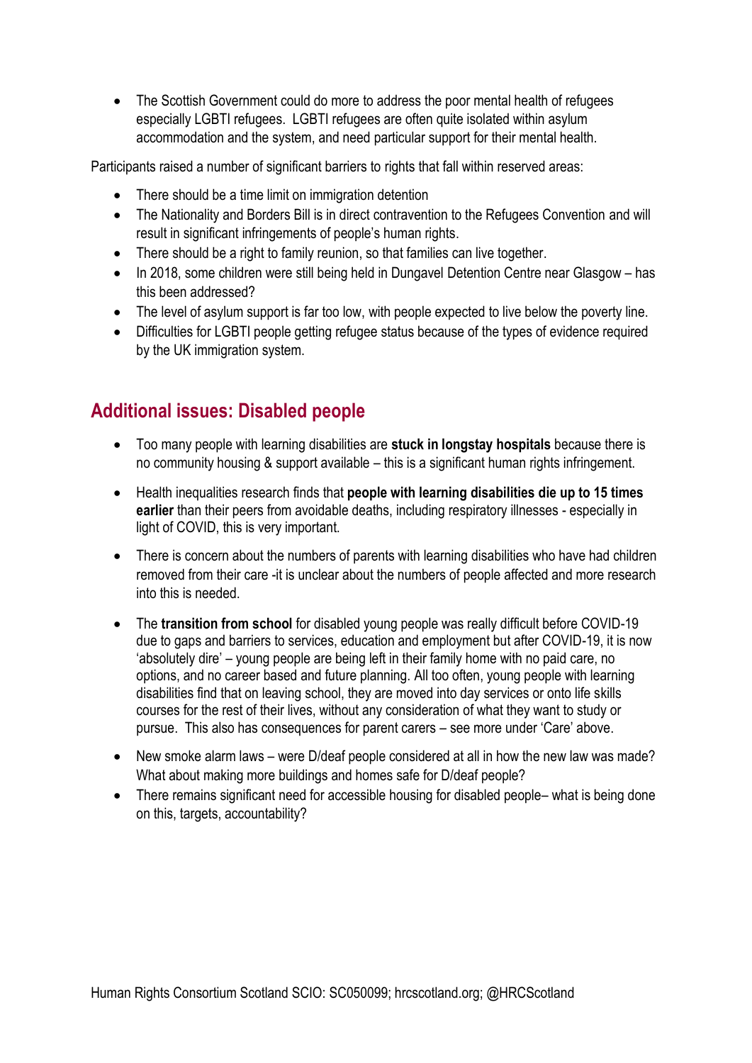- The Scottish Government could do more to address the poor mental health of refugees especially LGBTI refugees. LGBTI refugees are often quite isolated within asylum accommodation and the system, and need particular support for their mental health.

Participants raised a number of significant barriers to rights that fall within reserved areas:

- There should be a time limit on immigration detention
- The Nationality and Borders Bill is in direct contravention to the Refugees Convention and will result in significant infringements of people's human rights.
- There should be a right to family reunion, so that families can live together.
- In 2018, some children were still being held in Dungavel Detention Centre near Glasgow – has this been addressed?
- The level of asylum support is far too low, with people expected to live below the poverty line.
- Difficulties for LGBTI people getting refugee status because of the types of evidence required by the UK immigration system.

## Additional issues: Disabled people

- Too many people with learning disabilities are **stuck in longstay hospitals** because there is no community housing & support available – this is a significant human rights infringement.
- Health inequalities research finds that **people with learning disabilities die up to 15 times earlier** than their peers from avoidable deaths, including respiratory illnesses - especially in light of COVID, this is very important.
- There is concern about the numbers of parents with learning disabilities who have had children removed from their care -it is unclear about the numbers of people affected and more research into this is needed.
- The **transition from school** for disabled young people was really difficult before COVID-19 due to gaps and barriers to services, education and employment but after COVID-19, it is now 'absolutely dire' – young people are being left in their family home with no paid care, no options, and no career based and future planning. All too often, young people with learning disabilities find that on leaving school, they are moved into day services or onto life skills courses for the rest of their lives, without any consideration of what they want to study or pursue. This also has consequences for parent carers – see more under 'Care' above.
- New smoke alarm laws – were D/deaf people considered at all in how the new law was made? What about making more buildings and homes safe for D/deaf people?
- There remains significant need for accessible housing for disabled people– what is being done on this, targets, accountability?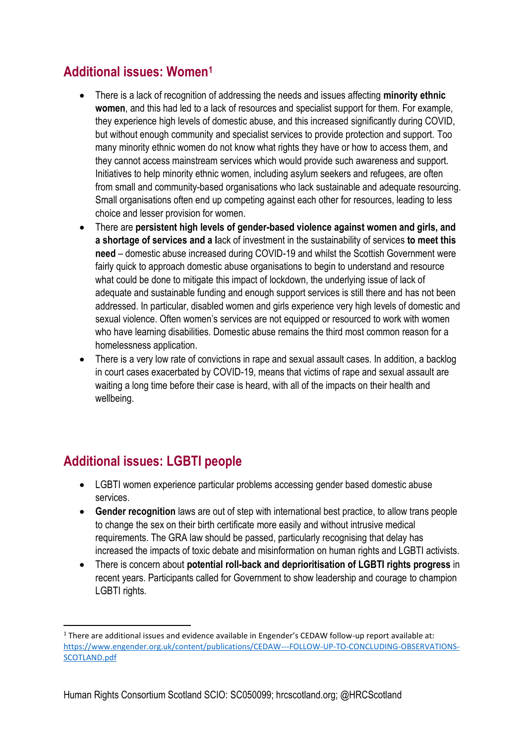## Additional issues: Women[1]

- There is a lack of recognition of addressing the needs and issues affecting **minority ethnic women**, and this had led to a lack of resources and specialist support for them. For example, they experience high levels of domestic abuse, and this increased significantly during COVID, but without enough community and specialist services to provide protection and support. Too many minority ethnic women do not know what rights they have or how to access them, and they cannot access mainstream services which would provide such awareness and support. Initiatives to help minority ethnic women, including asylum seekers and refugees, are often from small and community-based organisations who lack sustainable and adequate resourcing. Small organisations often end up competing against each other for resources, leading to less choice and lesser provision for women.
- There are **persistent high levels of gender-based violence against women and girls, and a shortage of services and a l**ack of investment in the sustainability of services **to meet this need** – domestic abuse increased during COVID-19 and whilst the Scottish Government were fairly quick to approach domestic abuse organisations to begin to understand and resource what could be done to mitigate this impact of lockdown, the underlying issue of lack of adequate and sustainable funding and enough support services is still there and has not been addressed. In particular, disabled women and girls experience very high levels of domestic and sexual violence. Often women's services are not equipped or resourced to work with women who have learning disabilities. Domestic abuse remains the third most common reason for a homelessness application.
- There is a very low rate of convictions in rape and sexual assault cases. In addition, a backlog in court cases exacerbated by COVID-19, means that victims of rape and sexual assault are waiting a long time before their case is heard, with all of the impacts on their health and wellbeing.

## Additional issues: LGBTI people

- LGBTI women experience particular problems accessing gender based domestic abuse services.
- **Gender recognition** laws are out of step with international best practice, to allow trans people to change the sex on their birth certificate more easily and without intrusive medical requirements. The GRA law should be passed, particularly recognising that delay has increased the impacts of toxic debate and misinformation on human rights and LGBTI activists.
- There is concern about **potential roll-back and deprioritisation of LGBTI rights progress** in recent years. Participants called for Government to show leadership and courage to champion LGBTI rights.

[1] There are additional issues and evidence available in Engender's CEDAW follow-up report available at: https://www.engender.org.uk/content/publications/CEDAW---FOLLOW-UP-TO-CONCLUDING-OBSERVATIONS-SCOTLAND.pdf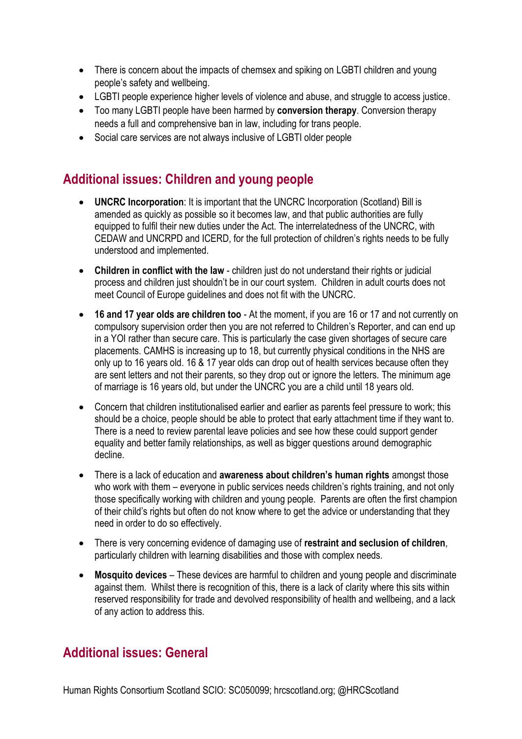- There is concern about the impacts of chemsex and spiking on LGBTI children and young people's safety and wellbeing.
- LGBTI people experience higher levels of violence and abuse, and struggle to access justice.
- Too many LGBTI people have been harmed by **conversion therapy**. Conversion therapy needs a full and comprehensive ban in law, including for trans people.
- Social care services are not always inclusive of LGBTI older people

## Additional issues: Children and young people

- **UNCRC Incorporation**: It is important that the UNCRC Incorporation (Scotland) Bill is amended as quickly as possible so it becomes law, and that public authorities are fully equipped to fulfil their new duties under the Act. The interrelatedness of the UNCRC, with CEDAW and UNCRPD and ICERD, for the full protection of children's rights needs to be fully understood and implemented.

- **Children in conflict with the law** - children just do not understand their rights or judicial process and children just shouldn't be in our court system. Children in adult courts does not meet Council of Europe guidelines and does not fit with the UNCRC.

- **16 and 17 year olds are children too** - At the moment, if you are 16 or 17 and not currently on compulsory supervision order then you are not referred to Children's Reporter, and can end up in a YOI rather than secure care. This is particularly the case given shortages of secure care placements. CAMHS is increasing up to 18, but currently physical conditions in the NHS are only up to 16 years old. 16 & 17 year olds can drop out of health services because often they are sent letters and not their parents, so they drop out or ignore the letters. The minimum age of marriage is 16 years old, but under the UNCRC you are a child until 18 years old.

- Concern that children institutionalised earlier and earlier as parents feel pressure to work; this should be a choice, people should be able to protect that early attachment time if they want to. There is a need to review parental leave policies and see how these could support gender equality and better family relationships, as well as bigger questions around demographic decline.

- There is a lack of education and **awareness about children's human rights** amongst those who work with them – everyone in public services needs children's rights training, and not only those specifically working with children and young people. Parents are often the first champion of their child's rights but often do not know where to get the advice or understanding that they need in order to do so effectively.

- There is very concerning evidence of damaging use of **restraint and seclusion of children**, particularly children with learning disabilities and those with complex needs.

- **Mosquito devices** – These devices are harmful to children and young people and discriminate against them. Whilst there is recognition of this, there is a lack of clarity where this sits within reserved responsibility for trade and devolved responsibility of health and wellbeing, and a lack of any action to address this.

## Additional issues: General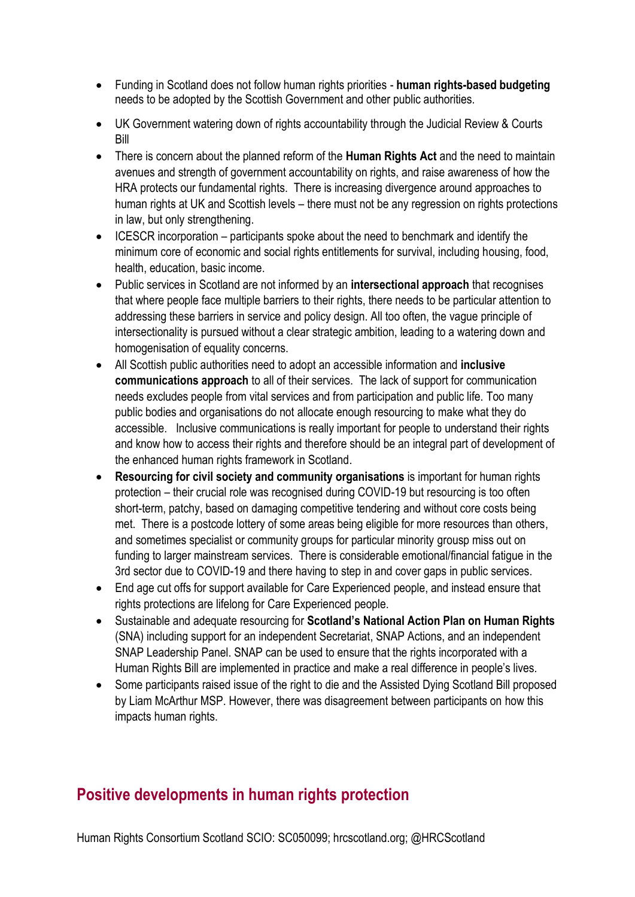- Funding in Scotland does not follow human rights priorities - **human rights-based budgeting** needs to be adopted by the Scottish Government and other public authorities.
- UK Government watering down of rights accountability through the Judicial Review & Courts Bill
- There is concern about the planned reform of the **Human Rights Act** and the need to maintain avenues and strength of government accountability on rights, and raise awareness of how the HRA protects our fundamental rights. There is increasing divergence around approaches to human rights at UK and Scottish levels – there must not be any regression on rights protections in law, but only strengthening.
- ICESCR incorporation – participants spoke about the need to benchmark and identify the minimum core of economic and social rights entitlements for survival, including housing, food, health, education, basic income.
- Public services in Scotland are not informed by an **intersectional approach** that recognises that where people face multiple barriers to their rights, there needs to be particular attention to addressing these barriers in service and policy design. All too often, the vague principle of intersectionality is pursued without a clear strategic ambition, leading to a watering down and homogenisation of equality concerns.
- All Scottish public authorities need to adopt an accessible information and **inclusive communications approach** to all of their services. The lack of support for communication needs excludes people from vital services and from participation and public life. Too many public bodies and organisations do not allocate enough resourcing to make what they do accessible. Inclusive communications is really important for people to understand their rights and know how to access their rights and therefore should be an integral part of development of the enhanced human rights framework in Scotland.
- **Resourcing for civil society and community organisations** is important for human rights protection – their crucial role was recognised during COVID-19 but resourcing is too often short-term, patchy, based on damaging competitive tendering and without core costs being met. There is a postcode lottery of some areas being eligible for more resources than others, and sometimes specialist or community groups for particular minority grousp miss out on funding to larger mainstream services. There is considerable emotional/financial fatigue in the 3rd sector due to COVID-19 and there having to step in and cover gaps in public services.
- End age cut offs for support available for Care Experienced people, and instead ensure that rights protections are lifelong for Care Experienced people.
- Sustainable and adequate resourcing for **Scotland's National Action Plan on Human Rights** (SNA) including support for an independent Secretariat, SNAP Actions, and an independent SNAP Leadership Panel. SNAP can be used to ensure that the rights incorporated with a Human Rights Bill are implemented in practice and make a real difference in people's lives.
- Some participants raised issue of the right to die and the Assisted Dying Scotland Bill proposed by Liam McArthur MSP. However, there was disagreement between participants on how this impacts human rights.

## Positive developments in human rights protection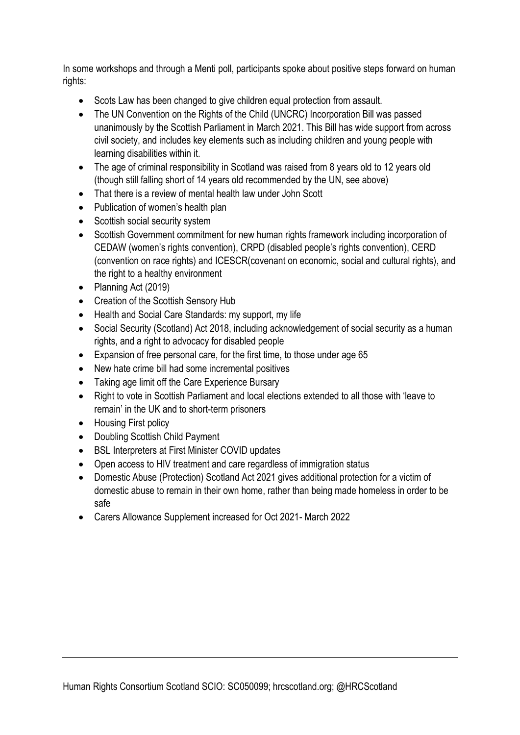In some workshops and through a Menti poll, participants spoke about positive steps forward on human rights:

- Scots Law has been changed to give children equal protection from assault.
- The UN Convention on the Rights of the Child (UNCRC) Incorporation Bill was passed unanimously by the Scottish Parliament in March 2021. This Bill has wide support from across civil society, and includes key elements such as including children and young people with learning disabilities within it.
- The age of criminal responsibility in Scotland was raised from 8 years old to 12 years old (though still falling short of 14 years old recommended by the UN, see above)
- That there is a review of mental health law under John Scott
- Publication of women's health plan
- Scottish social security system
- Scottish Government commitment for new human rights framework including incorporation of CEDAW (women's rights convention), CRPD (disabled people's rights convention), CERD (convention on race rights) and ICESCR(covenant on economic, social and cultural rights), and the right to a healthy environment
- Planning Act (2019)
- Creation of the Scottish Sensory Hub
- Health and Social Care Standards: my support, my life
- Social Security (Scotland) Act 2018, including acknowledgement of social security as a human rights, and a right to advocacy for disabled people
- Expansion of free personal care, for the first time, to those under age 65
- New hate crime bill had some incremental positives
- Taking age limit off the Care Experience Bursary
- Right to vote in Scottish Parliament and local elections extended to all those with 'leave to remain' in the UK and to short-term prisoners
- Housing First policy
- Doubling Scottish Child Payment
- BSL Interpreters at First Minister COVID updates
- Open access to HIV treatment and care regardless of immigration status
- Domestic Abuse (Protection) Scotland Act 2021 gives additional protection for a victim of domestic abuse to remain in their own home, rather than being made homeless in order to be safe
- Carers Allowance Supplement increased for Oct 2021- March 2022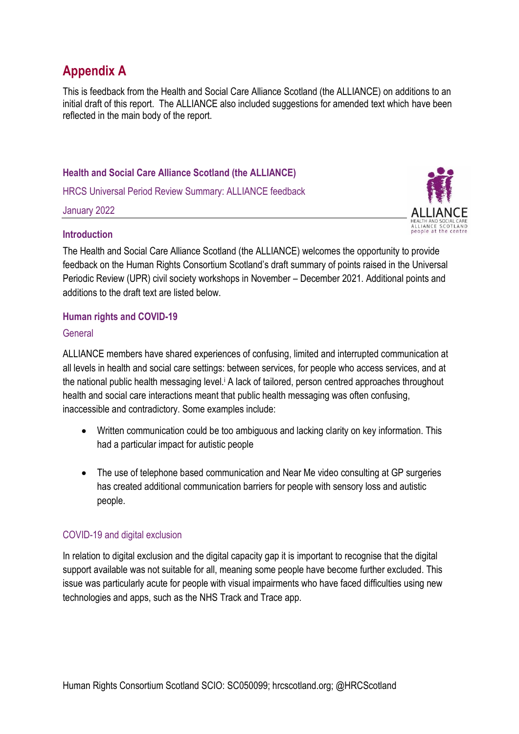# Appendix A

This is feedback from the Health and Social Care Alliance Scotland (the ALLIANCE) on additions to an initial draft of this report. The ALLIANCE also included suggestions for amended text which have been reflected in the main body of the report.

**Health and Social Care Alliance Scotland (the ALLIANCE)**

HRCS Universal Period Review Summary: ALLIANCE feedback

January 2022

## Introduction

The Health and Social Care Alliance Scotland (the ALLIANCE) welcomes the opportunity to provide feedback on the Human Rights Consortium Scotland's draft summary of points raised in the Universal Periodic Review (UPR) civil society workshops in November – December 2021. Additional points and additions to the draft text are listed below.

## Human rights and COVID-19

### General

ALLIANCE members have shared experiences of confusing, limited and interrupted communication at all levels in health and social care settings: between services, for people who access services, and at the national public health messaging level.[i] A lack of tailored, person centred approaches throughout health and social care interactions meant that public health messaging was often confusing, inaccessible and contradictory. Some examples include:

- Written communication could be too ambiguous and lacking clarity on key information. This had a particular impact for autistic people
- The use of telephone based communication and Near Me video consulting at GP surgeries has created additional communication barriers for people with sensory loss and autistic people.

### COVID-19 and digital exclusion

In relation to digital exclusion and the digital capacity gap it is important to recognise that the digital support available was not suitable for all, meaning some people have become further excluded. This issue was particularly acute for people with visual impairments who have faced difficulties using new technologies and apps, such as the NHS Track and Trace app.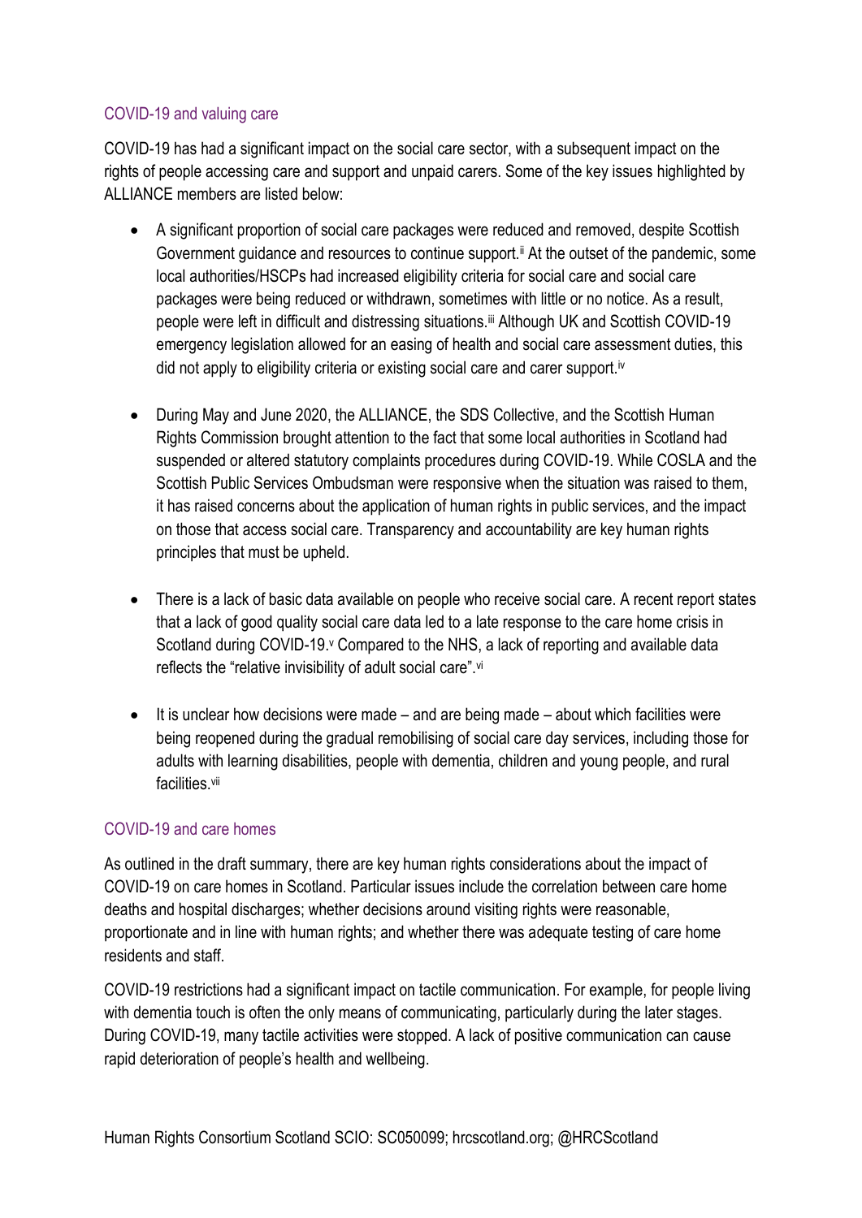### COVID-19 and valuing care

COVID-19 has had a significant impact on the social care sector, with a subsequent impact on the rights of people accessing care and support and unpaid carers. Some of the key issues highlighted by ALLIANCE members are listed below:

- A significant proportion of social care packages were reduced and removed, despite Scottish Government guidance and resources to continue support.[ii] At the outset of the pandemic, some local authorities/HSCPs had increased eligibility criteria for social care and social care packages were being reduced or withdrawn, sometimes with little or no notice. As a result, people were left in difficult and distressing situations.[iii] Although UK and Scottish COVID-19 emergency legislation allowed for an easing of health and social care assessment duties, this did not apply to eligibility criteria or existing social care and carer support.[iv]

- During May and June 2020, the ALLIANCE, the SDS Collective, and the Scottish Human Rights Commission brought attention to the fact that some local authorities in Scotland had suspended or altered statutory complaints procedures during COVID-19. While COSLA and the Scottish Public Services Ombudsman were responsive when the situation was raised to them, it has raised concerns about the application of human rights in public services, and the impact on those that access social care. Transparency and accountability are key human rights principles that must be upheld.

- There is a lack of basic data available on people who receive social care. A recent report states that a lack of good quality social care data led to a late response to the care home crisis in Scotland during COVID-19.[v] Compared to the NHS, a lack of reporting and available data reflects the "relative invisibility of adult social care".[vi]

- It is unclear how decisions were made – and are being made – about which facilities were being reopened during the gradual remobilising of social care day services, including those for adults with learning disabilities, people with dementia, children and young people, and rural facilities.[vii]

### COVID-19 and care homes

As outlined in the draft summary, there are key human rights considerations about the impact of COVID-19 on care homes in Scotland. Particular issues include the correlation between care home deaths and hospital discharges; whether decisions around visiting rights were reasonable, proportionate and in line with human rights; and whether there was adequate testing of care home residents and staff.

COVID-19 restrictions had a significant impact on tactile communication. For example, for people living with dementia touch is often the only means of communicating, particularly during the later stages. During COVID-19, many tactile activities were stopped. A lack of positive communication can cause rapid deterioration of people's health and wellbeing.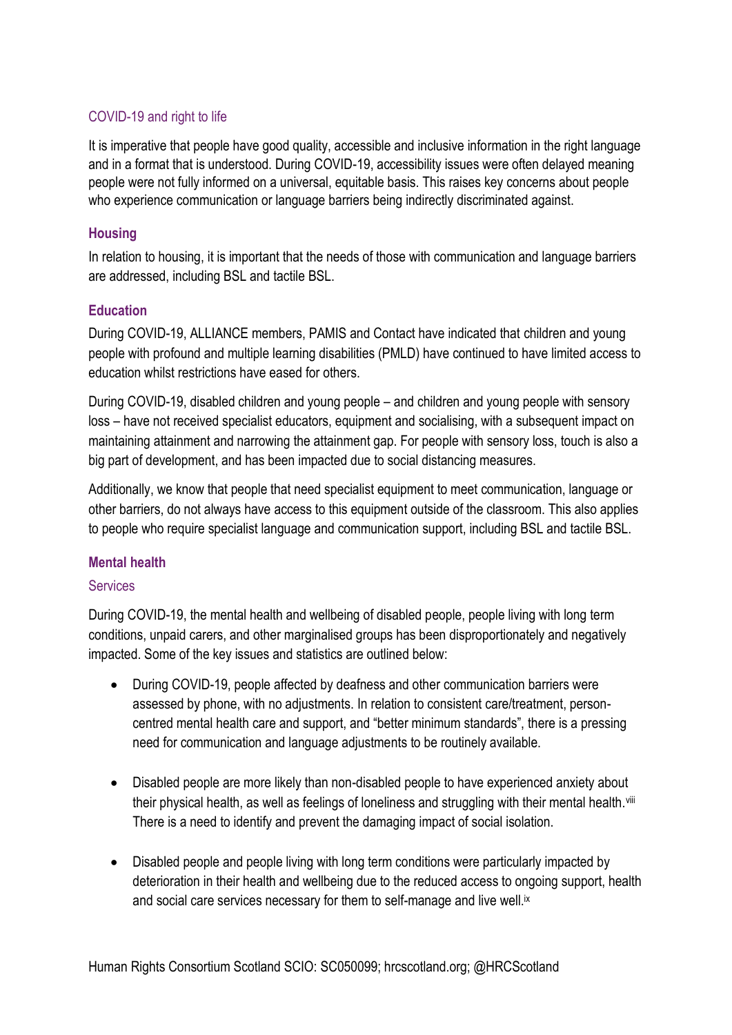### COVID-19 and right to life

It is imperative that people have good quality, accessible and inclusive information in the right language and in a format that is understood. During COVID-19, accessibility issues were often delayed meaning people were not fully informed on a universal, equitable basis. This raises key concerns about people who experience communication or language barriers being indirectly discriminated against.

## Housing

In relation to housing, it is important that the needs of those with communication and language barriers are addressed, including BSL and tactile BSL.

## Education

During COVID-19, ALLIANCE members, PAMIS and Contact have indicated that children and young people with profound and multiple learning disabilities (PMLD) have continued to have limited access to education whilst restrictions have eased for others.

During COVID-19, disabled children and young people – and children and young people with sensory loss – have not received specialist educators, equipment and socialising, with a subsequent impact on maintaining attainment and narrowing the attainment gap. For people with sensory loss, touch is also a big part of development, and has been impacted due to social distancing measures.

Additionally, we know that people that need specialist equipment to meet communication, language or other barriers, do not always have access to this equipment outside of the classroom. This also applies to people who require specialist language and communication support, including BSL and tactile BSL.

## Mental health

### Services

During COVID-19, the mental health and wellbeing of disabled people, people living with long term conditions, unpaid carers, and other marginalised groups has been disproportionately and negatively impacted. Some of the key issues and statistics are outlined below:

- During COVID-19, people affected by deafness and other communication barriers were assessed by phone, with no adjustments. In relation to consistent care/treatment, person-centred mental health care and support, and "better minimum standards", there is a pressing need for communication and language adjustments to be routinely available.

- Disabled people are more likely than non-disabled people to have experienced anxiety about their physical health, as well as feelings of loneliness and struggling with their mental health.[viii] There is a need to identify and prevent the damaging impact of social isolation.

- Disabled people and people living with long term conditions were particularly impacted by deterioration in their health and wellbeing due to the reduced access to ongoing support, health and social care services necessary for them to self-manage and live well.[ix]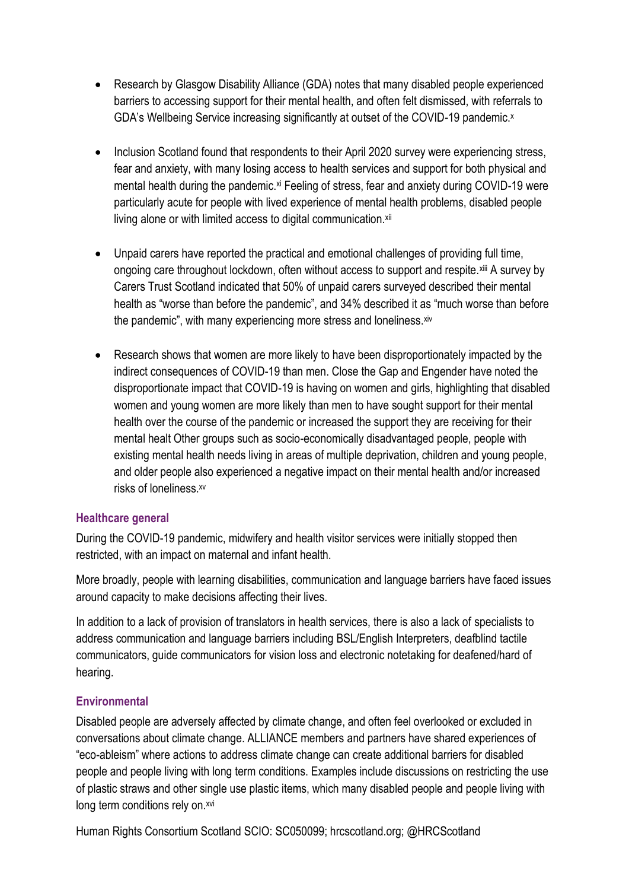- Research by Glasgow Disability Alliance (GDA) notes that many disabled people experienced barriers to accessing support for their mental health, and often felt dismissed, with referrals to GDA's Wellbeing Service increasing significantly at outset of the COVID-19 pandemic.[x]

- Inclusion Scotland found that respondents to their April 2020 survey were experiencing stress, fear and anxiety, with many losing access to health services and support for both physical and mental health during the pandemic.[xi] Feeling of stress, fear and anxiety during COVID-19 were particularly acute for people with lived experience of mental health problems, disabled people living alone or with limited access to digital communication.[xii]

- Unpaid carers have reported the practical and emotional challenges of providing full time, ongoing care throughout lockdown, often without access to support and respite.[xiii] A survey by Carers Trust Scotland indicated that 50% of unpaid carers surveyed described their mental health as "worse than before the pandemic", and 34% described it as "much worse than before the pandemic", with many experiencing more stress and loneliness.[xiv]

- Research shows that women are more likely to have been disproportionately impacted by the indirect consequences of COVID-19 than men. Close the Gap and Engender have noted the disproportionate impact that COVID-19 is having on women and girls, highlighting that disabled women and young women are more likely than men to have sought support for their mental health over the course of the pandemic or increased the support they are receiving for their mental healt Other groups such as socio-economically disadvantaged people, people with existing mental health needs living in areas of multiple deprivation, children and young people, and older people also experienced a negative impact on their mental health and/or increased risks of loneliness.[xv]

### Healthcare general

During the COVID-19 pandemic, midwifery and health visitor services were initially stopped then restricted, with an impact on maternal and infant health.

More broadly, people with learning disabilities, communication and language barriers have faced issues around capacity to make decisions affecting their lives.

In addition to a lack of provision of translators in health services, there is also a lack of specialists to address communication and language barriers including BSL/English Interpreters, deafblind tactile communicators, guide communicators for vision loss and electronic notetaking for deafened/hard of hearing.

### Environmental

Disabled people are adversely affected by climate change, and often feel overlooked or excluded in conversations about climate change. ALLIANCE members and partners have shared experiences of "eco-ableism" where actions to address climate change can create additional barriers for disabled people and people living with long term conditions. Examples include discussions on restricting the use of plastic straws and other single use plastic items, which many disabled people and people living with long term conditions rely on.[xvi]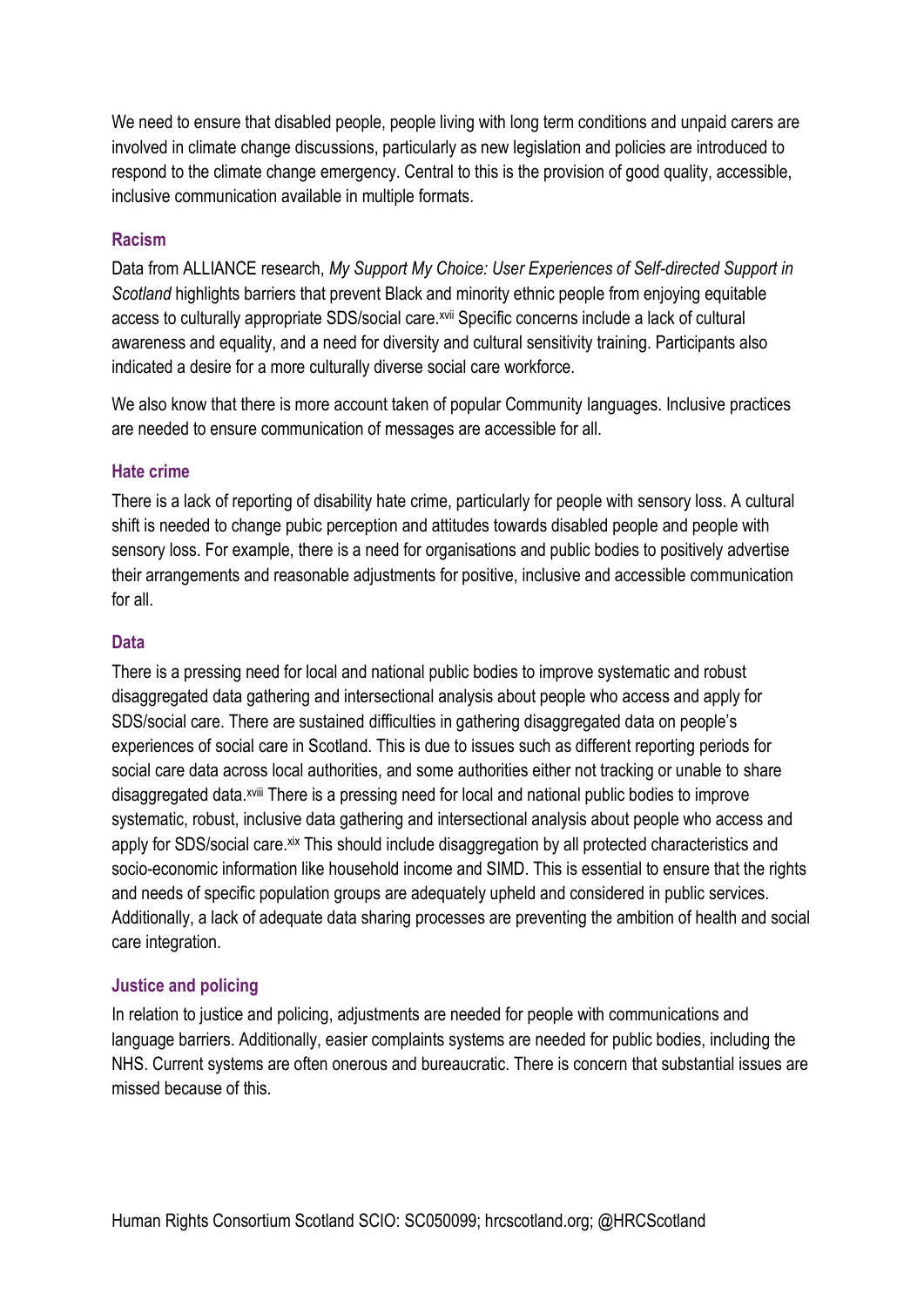We need to ensure that disabled people, people living with long term conditions and unpaid carers are involved in climate change discussions, particularly as new legislation and policies are introduced to respond to the climate change emergency. Central to this is the provision of good quality, accessible, inclusive communication available in multiple formats.

### Racism

Data from ALLIANCE research, *My Support My Choice: User Experiences of Self-directed Support in Scotland* highlights barriers that prevent Black and minority ethnic people from enjoying equitable access to culturally appropriate SDS/social care.[xvii] Specific concerns include a lack of cultural awareness and equality, and a need for diversity and cultural sensitivity training. Participants also indicated a desire for a more culturally diverse social care workforce.

We also know that there is more account taken of popular Community languages. Inclusive practices are needed to ensure communication of messages are accessible for all.

### Hate crime

There is a lack of reporting of disability hate crime, particularly for people with sensory loss. A cultural shift is needed to change pubic perception and attitudes towards disabled people and people with sensory loss. For example, there is a need for organisations and public bodies to positively advertise their arrangements and reasonable adjustments for positive, inclusive and accessible communication for all.

### Data

There is a pressing need for local and national public bodies to improve systematic and robust disaggregated data gathering and intersectional analysis about people who access and apply for SDS/social care. There are sustained difficulties in gathering disaggregated data on people's experiences of social care in Scotland. This is due to issues such as different reporting periods for social care data across local authorities, and some authorities either not tracking or unable to share disaggregated data.[xviii] There is a pressing need for local and national public bodies to improve systematic, robust, inclusive data gathering and intersectional analysis about people who access and apply for SDS/social care.[xix] This should include disaggregation by all protected characteristics and socio-economic information like household income and SIMD. This is essential to ensure that the rights and needs of specific population groups are adequately upheld and considered in public services. Additionally, a lack of adequate data sharing processes are preventing the ambition of health and social care integration.

### Justice and policing

In relation to justice and policing, adjustments are needed for people with communications and language barriers. Additionally, easier complaints systems are needed for public bodies, including the NHS. Current systems are often onerous and bureaucratic. There is concern that substantial issues are missed because of this.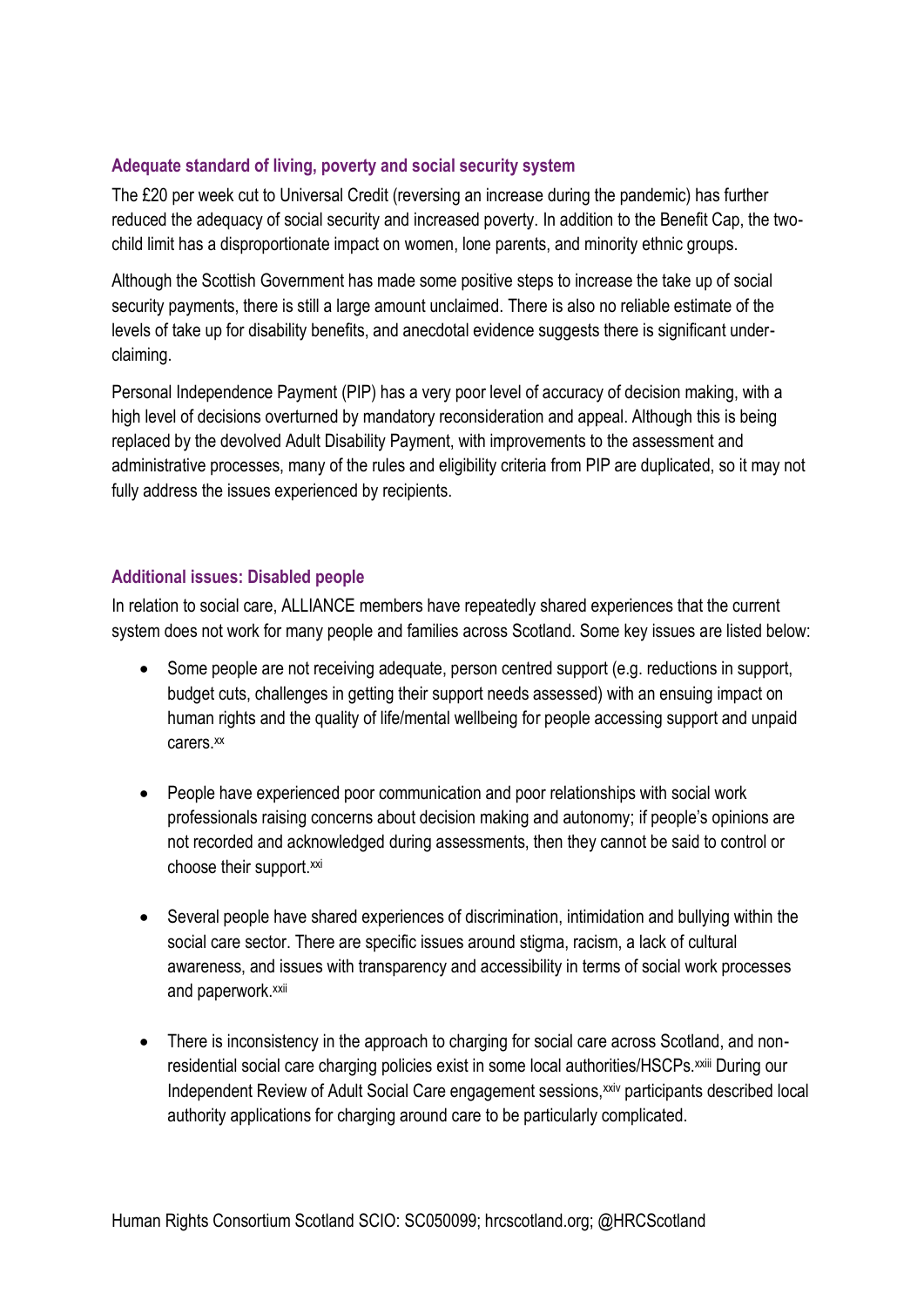### Adequate standard of living, poverty and social security system

The £20 per week cut to Universal Credit (reversing an increase during the pandemic) has further reduced the adequacy of social security and increased poverty. In addition to the Benefit Cap, the two-child limit has a disproportionate impact on women, lone parents, and minority ethnic groups.

Although the Scottish Government has made some positive steps to increase the take up of social security payments, there is still a large amount unclaimed. There is also no reliable estimate of the levels of take up for disability benefits, and anecdotal evidence suggests there is significant under-claiming.

Personal Independence Payment (PIP) has a very poor level of accuracy of decision making, with a high level of decisions overturned by mandatory reconsideration and appeal. Although this is being replaced by the devolved Adult Disability Payment, with improvements to the assessment and administrative processes, many of the rules and eligibility criteria from PIP are duplicated, so it may not fully address the issues experienced by recipients.

### Additional issues: Disabled people

In relation to social care, ALLIANCE members have repeatedly shared experiences that the current system does not work for many people and families across Scotland. Some key issues are listed below:

- Some people are not receiving adequate, person centred support (e.g. reductions in support, budget cuts, challenges in getting their support needs assessed) with an ensuing impact on human rights and the quality of life/mental wellbeing for people accessing support and unpaid carers.[xx]

- People have experienced poor communication and poor relationships with social work professionals raising concerns about decision making and autonomy; if people's opinions are not recorded and acknowledged during assessments, then they cannot be said to control or choose their support.[xxi]

- Several people have shared experiences of discrimination, intimidation and bullying within the social care sector. There are specific issues around stigma, racism, a lack of cultural awareness, and issues with transparency and accessibility in terms of social work processes and paperwork.[xxii]

- There is inconsistency in the approach to charging for social care across Scotland, and non-residential social care charging policies exist in some local authorities/HSCPs.[xxiii] During our Independent Review of Adult Social Care engagement sessions,[xxiv] participants described local authority applications for charging around care to be particularly complicated.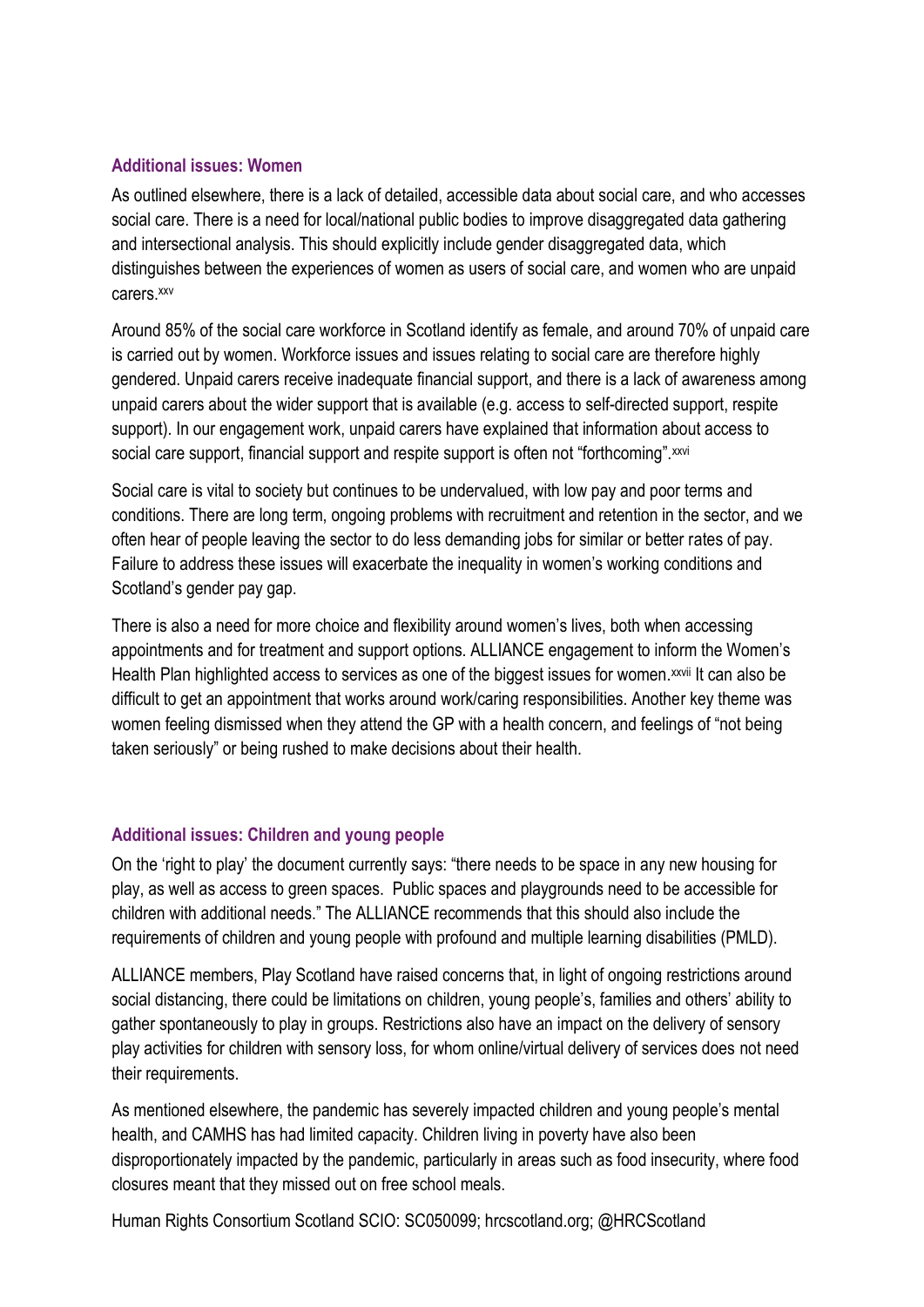### Additional issues: Women

As outlined elsewhere, there is a lack of detailed, accessible data about social care, and who accesses social care. There is a need for local/national public bodies to improve disaggregated data gathering and intersectional analysis. This should explicitly include gender disaggregated data, which distinguishes between the experiences of women as users of social care, and women who are unpaid carers.[xxv]

Around 85% of the social care workforce in Scotland identify as female, and around 70% of unpaid care is carried out by women. Workforce issues and issues relating to social care are therefore highly gendered. Unpaid carers receive inadequate financial support, and there is a lack of awareness among unpaid carers about the wider support that is available (e.g. access to self-directed support, respite support). In our engagement work, unpaid carers have explained that information about access to social care support, financial support and respite support is often not "forthcoming".[xxvi]

Social care is vital to society but continues to be undervalued, with low pay and poor terms and conditions. There are long term, ongoing problems with recruitment and retention in the sector, and we often hear of people leaving the sector to do less demanding jobs for similar or better rates of pay. Failure to address these issues will exacerbate the inequality in women's working conditions and Scotland's gender pay gap.

There is also a need for more choice and flexibility around women's lives, both when accessing appointments and for treatment and support options. ALLIANCE engagement to inform the Women's Health Plan highlighted access to services as one of the biggest issues for women.[xxvii] It can also be difficult to get an appointment that works around work/caring responsibilities. Another key theme was women feeling dismissed when they attend the GP with a health concern, and feelings of "not being taken seriously" or being rushed to make decisions about their health.

### Additional issues: Children and young people

On the 'right to play' the document currently says: "there needs to be space in any new housing for play, as well as access to green spaces. Public spaces and playgrounds need to be accessible for children with additional needs." The ALLIANCE recommends that this should also include the requirements of children and young people with profound and multiple learning disabilities (PMLD).

ALLIANCE members, Play Scotland have raised concerns that, in light of ongoing restrictions around social distancing, there could be limitations on children, young people's, families and others' ability to gather spontaneously to play in groups. Restrictions also have an impact on the delivery of sensory play activities for children with sensory loss, for whom online/virtual delivery of services does not need their requirements.

As mentioned elsewhere, the pandemic has severely impacted children and young people's mental health, and CAMHS has had limited capacity. Children living in poverty have also been disproportionately impacted by the pandemic, particularly in areas such as food insecurity, where food closures meant that they missed out on free school meals.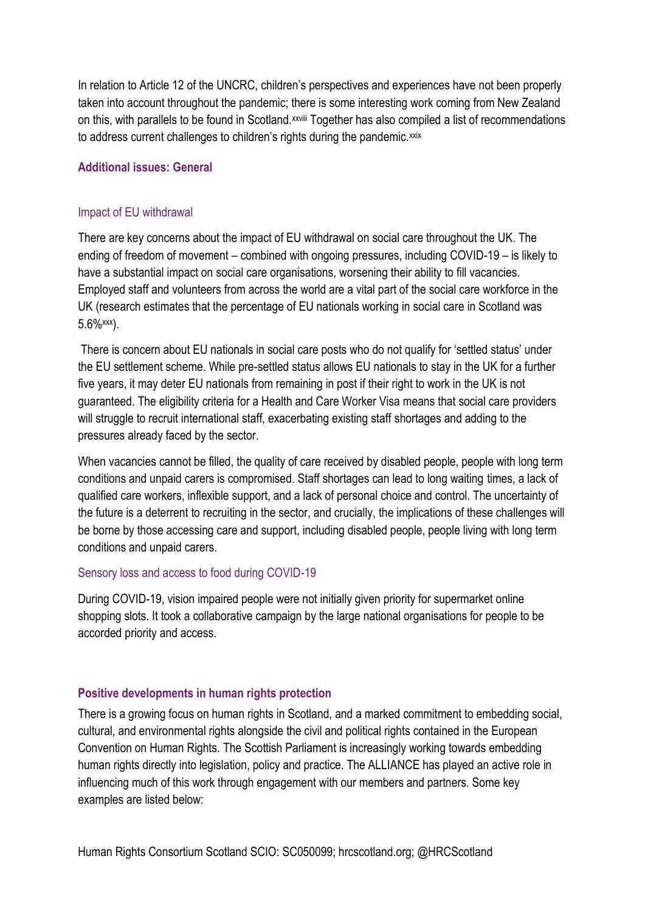In relation to Article 12 of the UNCRC, children's perspectives and experiences have not been properly taken into account throughout the pandemic; there is some interesting work coming from New Zealand on this, with parallels to be found in Scotland.[xxviii] Together has also compiled a list of recommendations to address current challenges to children's rights during the pandemic.[xxix]

## Additional issues: General

### Impact of EU withdrawal

There are key concerns about the impact of EU withdrawal on social care throughout the UK. The ending of freedom of movement – combined with ongoing pressures, including COVID-19 – is likely to have a substantial impact on social care organisations, worsening their ability to fill vacancies. Employed staff and volunteers from across the world are a vital part of the social care workforce in the UK (research estimates that the percentage of EU nationals working in social care in Scotland was 5.6%[xxx]).

There is concern about EU nationals in social care posts who do not qualify for 'settled status' under the EU settlement scheme. While pre-settled status allows EU nationals to stay in the UK for a further five years, it may deter EU nationals from remaining in post if their right to work in the UK is not guaranteed. The eligibility criteria for a Health and Care Worker Visa means that social care providers will struggle to recruit international staff, exacerbating existing staff shortages and adding to the pressures already faced by the sector.

When vacancies cannot be filled, the quality of care received by disabled people, people with long term conditions and unpaid carers is compromised. Staff shortages can lead to long waiting times, a lack of qualified care workers, inflexible support, and a lack of personal choice and control. The uncertainty of the future is a deterrent to recruiting in the sector, and crucially, the implications of these challenges will be borne by those accessing care and support, including disabled people, people living with long term conditions and unpaid carers.

### Sensory loss and access to food during COVID-19

During COVID-19, vision impaired people were not initially given priority for supermarket online shopping slots. It took a collaborative campaign by the large national organisations for people to be accorded priority and access.

## Positive developments in human rights protection

There is a growing focus on human rights in Scotland, and a marked commitment to embedding social, cultural, and environmental rights alongside the civil and political rights contained in the European Convention on Human Rights. The Scottish Parliament is increasingly working towards embedding human rights directly into legislation, policy and practice. The ALLIANCE has played an active role in influencing much of this work through engagement with our members and partners. Some key examples are listed below: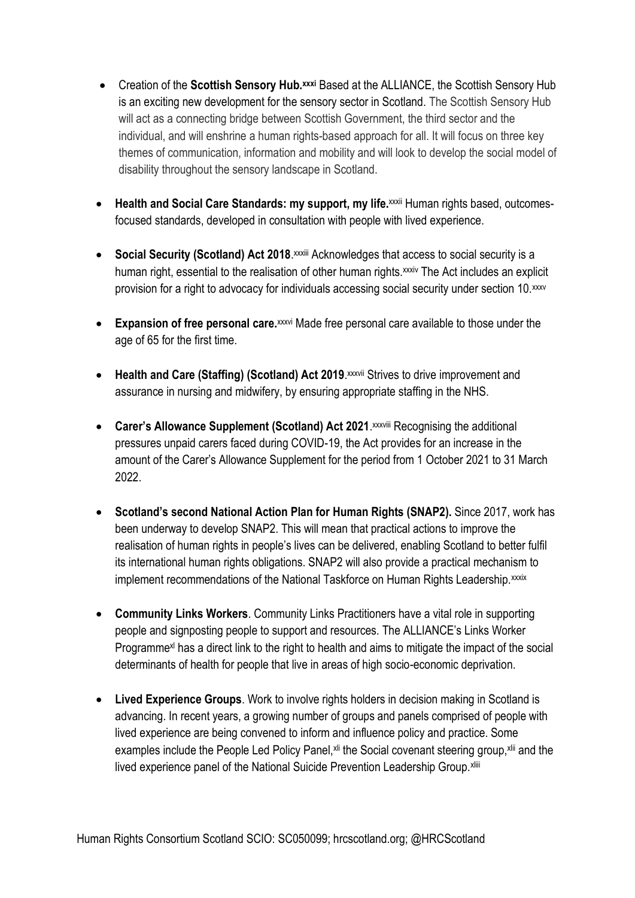- Creation of the **Scottish Sensory Hub.**[xxxi] Based at the ALLIANCE, the Scottish Sensory Hub is an exciting new development for the sensory sector in Scotland. The Scottish Sensory Hub will act as a connecting bridge between Scottish Government, the third sector and the individual, and will enshrine a human rights-based approach for all. It will focus on three key themes of communication, information and mobility and will look to develop the social model of disability throughout the sensory landscape in Scotland.

- **Health and Social Care Standards: my support, my life.**[xxxii] Human rights based, outcomes-focused standards, developed in consultation with people with lived experience.

- **Social Security (Scotland) Act 2018**.[xxxiii] Acknowledges that access to social security is a human right, essential to the realisation of other human rights.[xxxiv] The Act includes an explicit provision for a right to advocacy for individuals accessing social security under section 10.[xxxv]

- **Expansion of free personal care.**[xxxvi] Made free personal care available to those under the age of 65 for the first time.

- **Health and Care (Staffing) (Scotland) Act 2019**.[xxxvii] Strives to drive improvement and assurance in nursing and midwifery, by ensuring appropriate staffing in the NHS.

- **Carer's Allowance Supplement (Scotland) Act 2021**.[xxxviii] Recognising the additional pressures unpaid carers faced during COVID-19, the Act provides for an increase in the amount of the Carer's Allowance Supplement for the period from 1 October 2021 to 31 March 2022.

- **Scotland's second National Action Plan for Human Rights (SNAP2).** Since 2017, work has been underway to develop SNAP2. This will mean that practical actions to improve the realisation of human rights in people's lives can be delivered, enabling Scotland to better fulfil its international human rights obligations. SNAP2 will also provide a practical mechanism to implement recommendations of the National Taskforce on Human Rights Leadership.[xxxix]

- **Community Links Workers**. Community Links Practitioners have a vital role in supporting people and signposting people to support and resources. The ALLIANCE's Links Worker Programme[xl] has a direct link to the right to health and aims to mitigate the impact of the social determinants of health for people that live in areas of high socio-economic deprivation.

- **Lived Experience Groups**. Work to involve rights holders in decision making in Scotland is advancing. In recent years, a growing number of groups and panels comprised of people with lived experience are being convened to inform and influence policy and practice. Some examples include the People Led Policy Panel,[xli] the Social covenant steering group,[xlii] and the lived experience panel of the National Suicide Prevention Leadership Group.[xliii]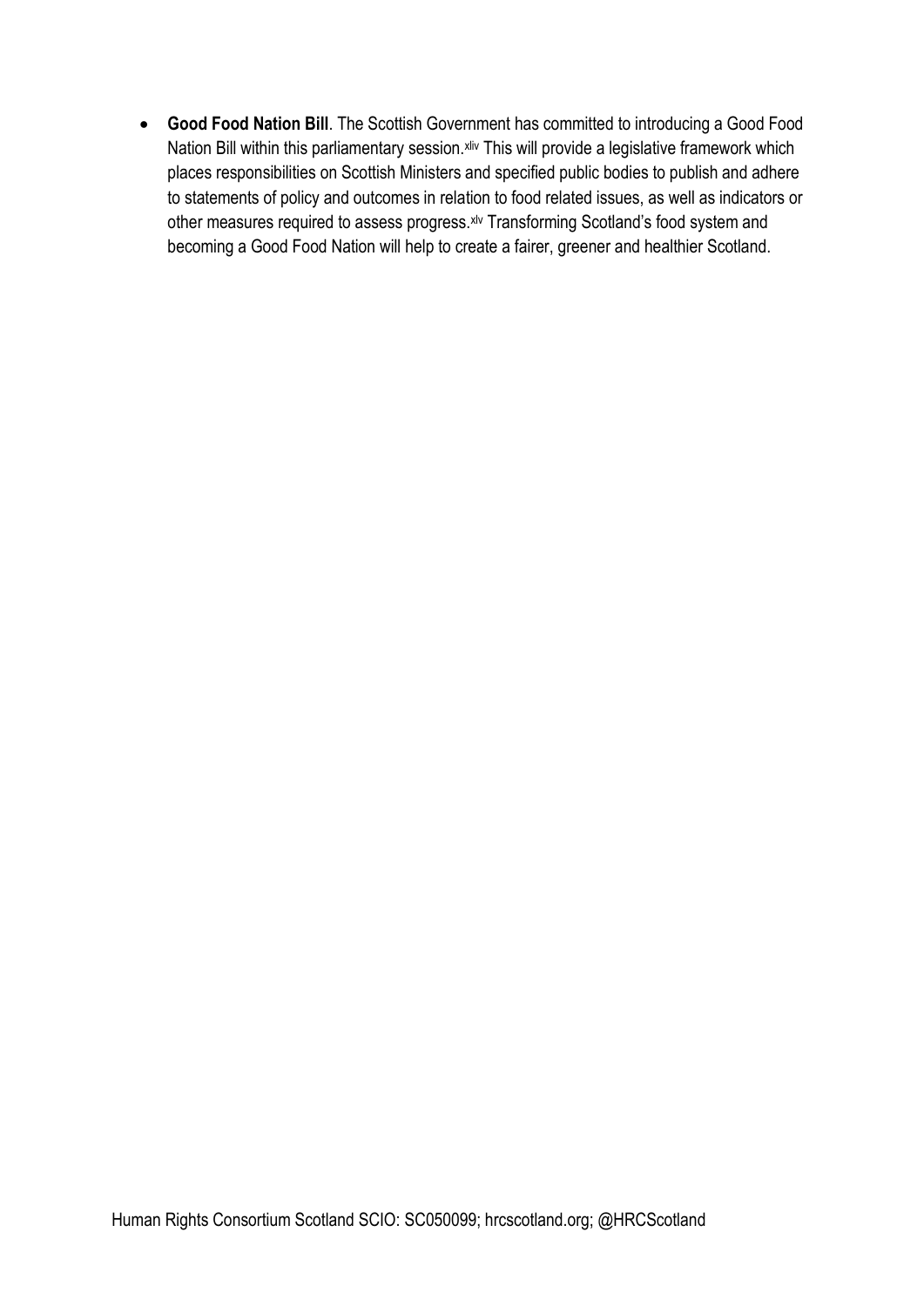- **Good Food Nation Bill**. The Scottish Government has committed to introducing a Good Food Nation Bill within this parliamentary session.[xliv] This will provide a legislative framework which places responsibilities on Scottish Ministers and specified public bodies to publish and adhere to statements of policy and outcomes in relation to food related issues, as well as indicators or other measures required to assess progress.[xlv] Transforming Scotland's food system and becoming a Good Food Nation will help to create a fairer, greener and healthier Scotland.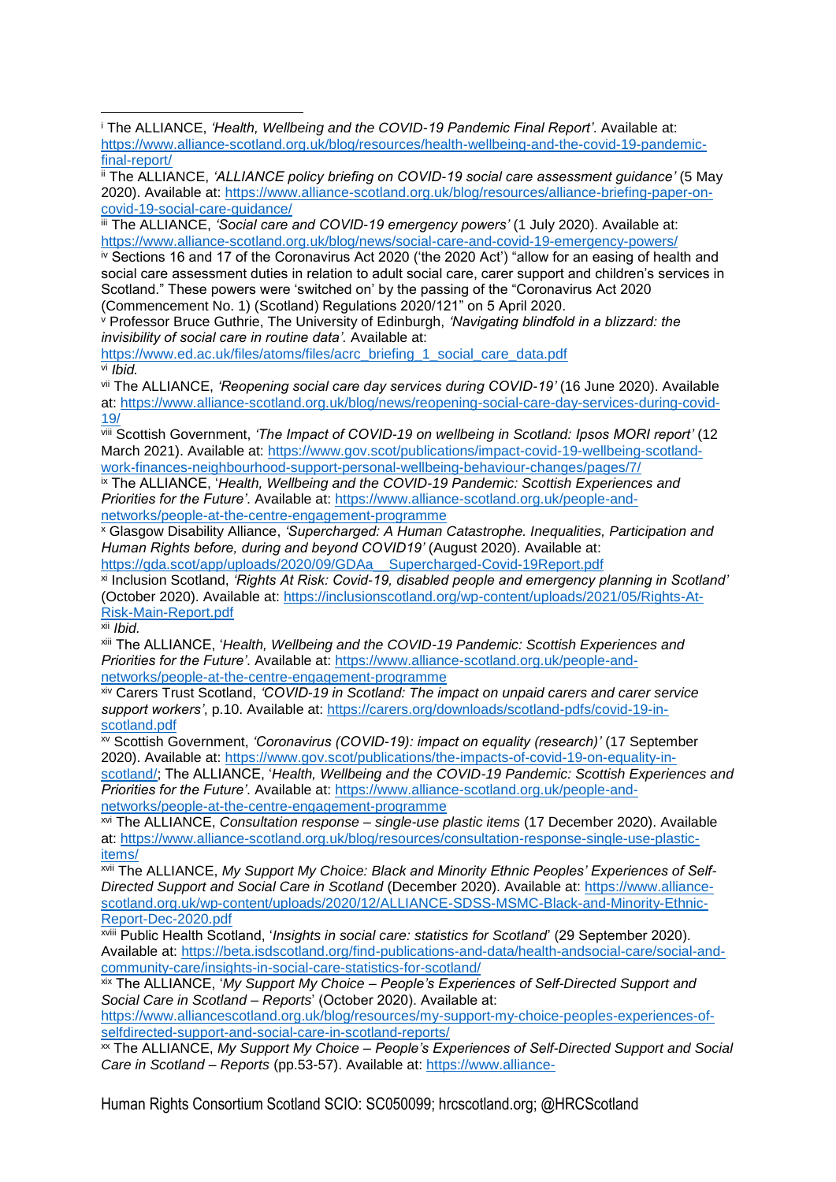[i] The ALLIANCE, *'Health, Wellbeing and the COVID-19 Pandemic Final Report'*. Available at: https://www.alliance-scotland.org.uk/blog/resources/health-wellbeing-and-the-covid-19-pandemic-final-report/

[ii] The ALLIANCE, *'ALLIANCE policy briefing on COVID-19 social care assessment guidance'* (5 May 2020). Available at: https://www.alliance-scotland.org.uk/blog/resources/alliance-briefing-paper-on-covid-19-social-care-guidance/

[iii] The ALLIANCE, *'Social care and COVID-19 emergency powers'* (1 July 2020). Available at: https://www.alliance-scotland.org.uk/blog/news/social-care-and-covid-19-emergency-powers/

[iv] Sections 16 and 17 of the Coronavirus Act 2020 ('the 2020 Act') "allow for an easing of health and social care assessment duties in relation to adult social care, carer support and children's services in Scotland." These powers were 'switched on' by the passing of the "Coronavirus Act 2020 (Commencement No. 1) (Scotland) Regulations 2020/121" on 5 April 2020.

[v] Professor Bruce Guthrie, The University of Edinburgh, *'Navigating blindfold in a blizzard: the invisibility of social care in routine data'*. Available at: https://www.ed.ac.uk/files/atoms/files/acrc_briefing_1_social_care_data.pdf

[vi] *Ibid.*

[vii] The ALLIANCE, *'Reopening social care day services during COVID-19'* (16 June 2020). Available at: https://www.alliance-scotland.org.uk/blog/news/reopening-social-care-day-services-during-covid-19/

[viii] Scottish Government, *'The Impact of COVID-19 on wellbeing in Scotland: Ipsos MORI report'* (12 March 2021). Available at: https://www.gov.scot/publications/impact-covid-19-wellbeing-scotland-work-finances-neighbourhood-support-personal-wellbeing-behaviour-changes/pages/7/

[ix] The ALLIANCE, '*Health, Wellbeing and the COVID-19 Pandemic: Scottish Experiences and Priorities for the Future'*. Available at: https://www.alliance-scotland.org.uk/people-and-networks/people-at-the-centre-engagement-programme

[x] Glasgow Disability Alliance, *'Supercharged: A Human Catastrophe. Inequalities, Participation and Human Rights before, during and beyond COVID19'* (August 2020). Available at: https://gda.scot/app/uploads/2020/09/GDAa__Supercharged-Covid-19Report.pdf

[xi] Inclusion Scotland, *'Rights At Risk: Covid-19, disabled people and emergency planning in Scotland'* (October 2020). Available at: https://inclusionscotland.org/wp-content/uploads/2021/05/Rights-At-Risk-Main-Report.pdf

[xii] *Ibid.*

[xiii] The ALLIANCE, '*Health, Wellbeing and the COVID-19 Pandemic: Scottish Experiences and Priorities for the Future'*. Available at: https://www.alliance-scotland.org.uk/people-and-networks/people-at-the-centre-engagement-programme

[xiv] Carers Trust Scotland, *'COVID-19 in Scotland: The impact on unpaid carers and carer service support workers'*, p.10. Available at: https://carers.org/downloads/scotland-pdfs/covid-19-in-scotland.pdf

[xv] Scottish Government, *'Coronavirus (COVID-19): impact on equality (research)'* (17 September 2020). Available at: https://www.gov.scot/publications/the-impacts-of-covid-19-on-equality-in-scotland/; The ALLIANCE, '*Health, Wellbeing and the COVID-19 Pandemic: Scottish Experiences and Priorities for the Future'*. Available at: https://www.alliance-scotland.org.uk/people-and-networks/people-at-the-centre-engagement-programme

[xvi] The ALLIANCE, *Consultation response – single-use plastic items* (17 December 2020). Available at: https://www.alliance-scotland.org.uk/blog/resources/consultation-response-single-use-plastic-items/

[xvii] The ALLIANCE, *My Support My Choice: Black and Minority Ethnic Peoples' Experiences of Self-Directed Support and Social Care in Scotland* (December 2020). Available at: https://www.alliance-scotland.org.uk/wp-content/uploads/2020/12/ALLIANCE-SDSS-MSMC-Black-and-Minority-Ethnic-Report-Dec-2020.pdf

[xviii] Public Health Scotland, '*Insights in social care: statistics for Scotland*' (29 September 2020). Available at: https://beta.isdscotland.org/find-publications-and-data/health-andsocial-care/social-and-community-care/insights-in-social-care-statistics-for-scotland/

[xix] The ALLIANCE, '*My Support My Choice – People's Experiences of Self-Directed Support and Social Care in Scotland – Reports*' (October 2020). Available at: https://www.alliancescotland.org.uk/blog/resources/my-support-my-choice-peoples-experiences-of-selfdirected-support-and-social-care-in-scotland-reports/

[xx] The ALLIANCE, *My Support My Choice – People's Experiences of Self-Directed Support and Social Care in Scotland – Reports* (pp.53-57). Available at: https://www.alliance-

Human Rights Consortium Scotland SCIO: SC050099; hrcscotland.org; @HRCScotland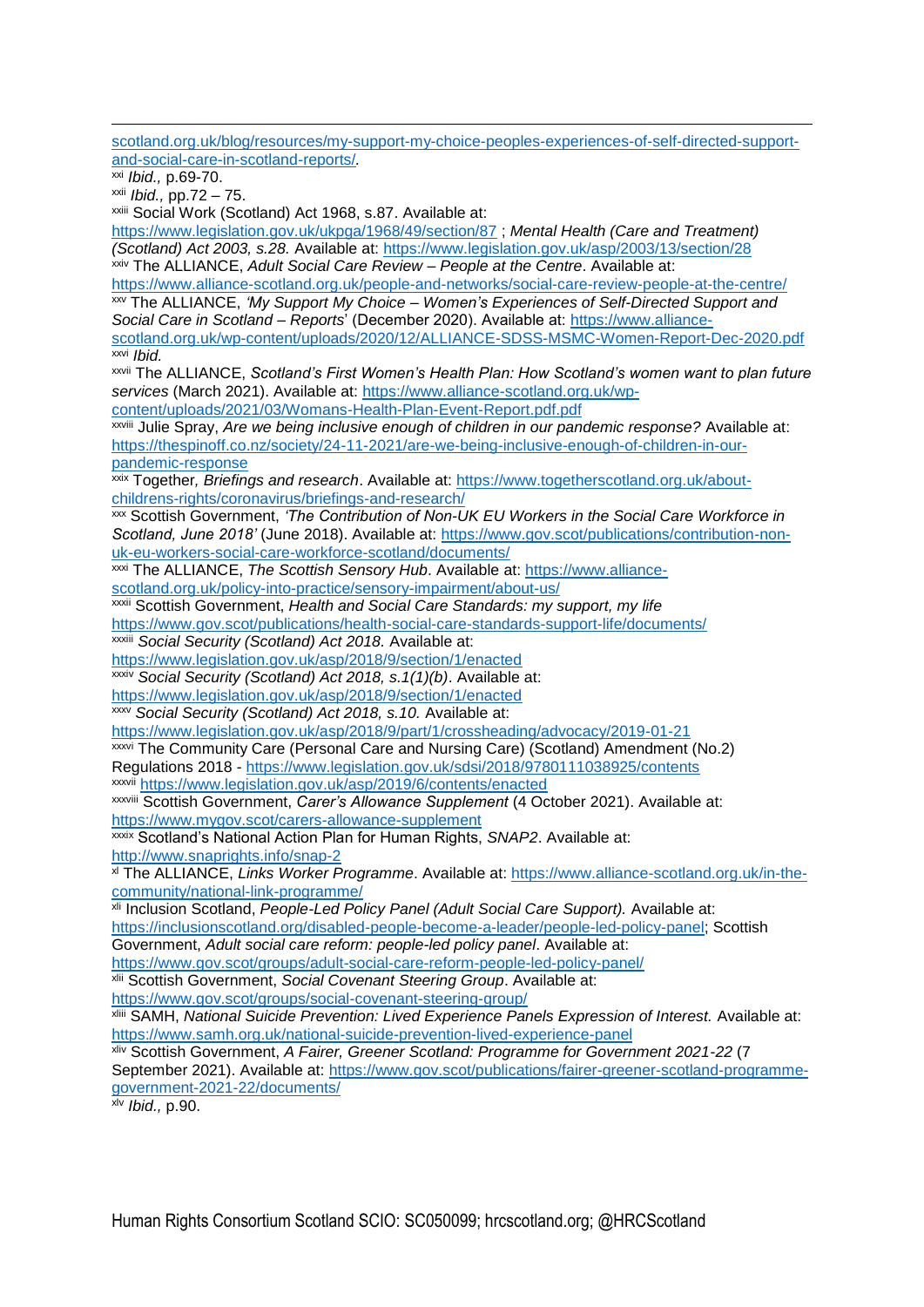scotland.org.uk/blog/resources/my-support-my-choice-peoples-experiences-of-self-directed-support-and-social-care-in-scotland-reports/.

[xxi] *Ibid.,* p.69-70.

[xxii] *Ibid.,* pp.72 – 75.

[xxiii] Social Work (Scotland) Act 1968, s.87. Available at: https://www.legislation.gov.uk/ukpga/1968/49/section/87 ; *Mental Health (Care and Treatment) (Scotland) Act 2003, s.28.* Available at: https://www.legislation.gov.uk/asp/2003/13/section/28

[xxiv] The ALLIANCE, *Adult Social Care Review – People at the Centre*. Available at: https://www.alliance-scotland.org.uk/people-and-networks/social-care-review-people-at-the-centre/

[xxv] The ALLIANCE, *'My Support My Choice – Women's Experiences of Self-Directed Support and Social Care in Scotland – Reports*' (December 2020). Available at: https://www.alliance-scotland.org.uk/wp-content/uploads/2020/12/ALLIANCE-SDSS-MSMC-Women-Report-Dec-2020.pdf

[xxvi] *Ibid.*

[xxvii] The ALLIANCE, *Scotland's First Women's Health Plan: How Scotland's women want to plan future services* (March 2021). Available at: https://www.alliance-scotland.org.uk/wp-content/uploads/2021/03/Womans-Health-Plan-Event-Report.pdf.pdf

[xxviii] Julie Spray, *Are we being inclusive enough of children in our pandemic response?* Available at: https://thespinoff.co.nz/society/24-11-2021/are-we-being-inclusive-enough-of-children-in-our-pandemic-response

[xxix] Together*, Briefings and research*. Available at: https://www.togetherscotland.org.uk/about-childrens-rights/coronavirus/briefings-and-research/

[xxx] Scottish Government, *'The Contribution of Non-UK EU Workers in the Social Care Workforce in Scotland, June 2018'* (June 2018). Available at: https://www.gov.scot/publications/contribution-non-uk-eu-workers-social-care-workforce-scotland/documents/

[xxxi] The ALLIANCE, *The Scottish Sensory Hub*. Available at: https://www.alliance-scotland.org.uk/policy-into-practice/sensory-impairment/about-us/

[xxxii] Scottish Government, *Health and Social Care Standards: my support, my life* https://www.gov.scot/publications/health-social-care-standards-support-life/documents/

[xxxiii] *Social Security (Scotland) Act 2018.* Available at: https://www.legislation.gov.uk/asp/2018/9/section/1/enacted

[xxxiv] *Social Security (Scotland) Act 2018, s.1(1)(b)*. Available at: https://www.legislation.gov.uk/asp/2018/9/section/1/enacted

[xxxv] *Social Security (Scotland) Act 2018, s.10.* Available at: https://www.legislation.gov.uk/asp/2018/9/part/1/crossheading/advocacy/2019-01-21

[xxxvi] The Community Care (Personal Care and Nursing Care) (Scotland) Amendment (No.2) Regulations 2018 - https://www.legislation.gov.uk/sdsi/2018/9780111038925/contents

[xxxvii] https://www.legislation.gov.uk/asp/2019/6/contents/enacted

[xxxviii] Scottish Government, *Carer's Allowance Supplement* (4 October 2021). Available at: https://www.mygov.scot/carers-allowance-supplement

[xxxix] Scotland's National Action Plan for Human Rights, *SNAP2*. Available at: http://www.snaprights.info/snap-2

[xl] The ALLIANCE, *Links Worker Programme*. Available at: https://www.alliance-scotland.org.uk/in-the-community/national-link-programme/

[xli] Inclusion Scotland, *People-Led Policy Panel (Adult Social Care Support).* Available at: https://inclusionscotland.org/disabled-people-become-a-leader/people-led-policy-panel; Scottish Government, *Adult social care reform: people-led policy panel*. Available at: https://www.gov.scot/groups/adult-social-care-reform-people-led-policy-panel/

[xlii] Scottish Government, *Social Covenant Steering Group*. Available at: https://www.gov.scot/groups/social-covenant-steering-group/

[xliii] SAMH, *National Suicide Prevention: Lived Experience Panels Expression of Interest.* Available at: https://www.samh.org.uk/national-suicide-prevention-lived-experience-panel

[xliv] Scottish Government, *A Fairer, Greener Scotland: Programme for Government 2021-22* (7 September 2021). Available at: https://www.gov.scot/publications/fairer-greener-scotland-programme-government-2021-22/documents/

[xlv] *Ibid.,* p.90.